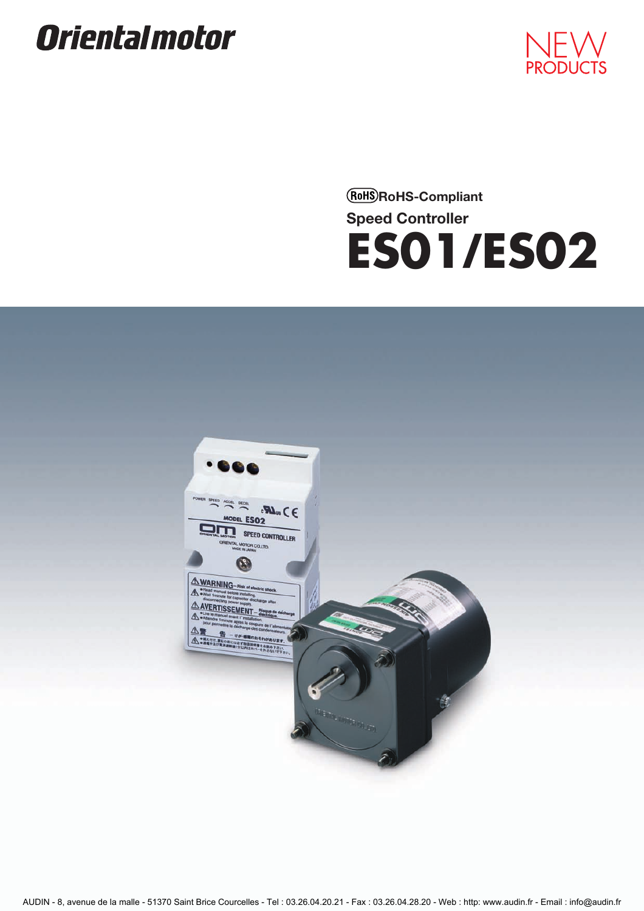Orientalmotor

NEW PRODUCTS

RoHS RoHS-Compliant

Speed Controller

# ES01/ES02

AUDIN - 8, avenue de la malle - 51370 Saint Brice Courcelles - Tel : 03.26.04.20.21 - Fax : 03.26.04.28.20 - Web : http: www.audin.fr - Email : info@audin.fr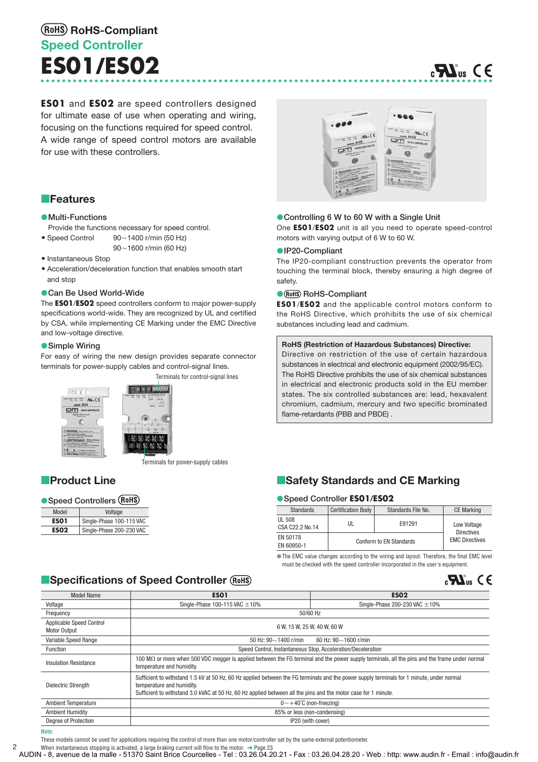# RoHS-Compliant

## Speed Controller

# ES01/ES02

**ES01** and **ES02** are speed controllers designed for ultimate ease of use when operating and wiring, focusing on the functions required for speed control. A wide range of speed control motors are available for use with these controllers.

## Features

### ●Multi-Functions

Provide the functions necessary for speed control.

- Speed Control 90~1400 r/min (50 Hz)
  90~1600 r/min (60 Hz)
- Instantaneous Stop
- Acceleration/deceleration function that enables smooth start and stop

### ●Can Be Used World-Wide

The **ES01**/**ES02** speed controllers conform to major power-supply specifications world-wide. They are recognized by UL and certified by CSA, while implementing CE Marking under the EMC Directive and low-voltage directive.

### ●Simple Wiring

For easy of wiring the new design provides separate connector terminals for power-supply cables and control-signal lines.

Terminals for control-signal lines

Terminals for power-supply cables

### ●Controlling 6 W to 60 W with a Single Unit

One **ES01**/**ES02** unit is all you need to operate speed-control motors with varying output of 6 W to 60 W.

### ●IP20-Compliant

The IP20-compliant construction prevents the operator from touching the terminal block, thereby ensuring a high degree of safety.

### ●RoHS-Compliant

**ES01**/**ES02** and the applicable control motors conform to the RoHS Directive, which prohibits the use of six chemical substances including lead and cadmium.

> **RoHS (Restriction of Hazardous Substances) Directive:**
> Directive on restriction of the use of certain hazardous substances in electrical and electronic equipment (2002/95/EC). The RoHS Directive prohibits the use of six chemical substances in electrical and electronic products sold in the EU member states. The six controlled substances are: lead, hexavalent chromium, cadmium, mercury and two specific brominated flame-retardants (PBB and PBDE) .

## Product Line

### ●Speed Controllers RoHS

| Model | Voltage |
|---|---|
| **ES01** | Single-Phase 100-115 VAC |
| **ES02** | Single-Phase 200-230 VAC |

## Safety Standards and CE Marking

### ●Speed Controller ES01/ES02

| Standards | Certification Body | Standards File No. | CE Marking |
|---|---|---|---|
| UL 508<br>CSA C22.2 No.14 | UL | E91291 | Low Voltage Directives<br>EMC Directives |
| EN 50178<br>EN 60950-1 | Conform to EN Standards | | |

●The EMC value changes according to the wiring and layout. Therefore, the final EMC level must be checked with the speed controller incorporated in the user's equipment.

## Specifications of Speed Controller RoHS

| Model Name | ES01 | ES02 |
|---|---|---|
| Voltage | Single-Phase 100-115 VAC ±10% | Single-Phase 200-230 VAC ±10% |
| Frequency | 50/60 Hz | |
| Applicable Speed Control Motor Output | 6 W, 15 W, 25 W, 40 W, 60 W | |
| Variable Speed Range | 50 Hz: 90~1400 r/min 60 Hz: 90~1600 r/min | |
| Function | Speed Control, Instantaneous Stop, Acceleration/Deceleration | |
| Insulation Resistance | 100 MΩ or more when 500 VDC megger is applied between the FG terminal and the power supply terminals, all the pins and the frame under normal temperature and humidity. | |
| Dielectric Strength | Sufficient to withstand 1.5 kV at 50 Hz, 60 Hz applied between the FG terminals and the power supply terminals for 1 minute, under normal temperature and humidity.<br>Sufficient to withstand 3.0 kVAC at 50 Hz, 60 Hz applied between all the pins and the motor case for 1 minute. | |
| Ambient Temperature | 0~+40˚C (non-freezing) | |
| Ambient Humidity | 85% or less (non-condensing) | |
| Degree of Protection | IP20 (with cover) | |

**Note:**
These models cannot be used for applications requiring the control of more than one motor/controller set by the same external potentiometer.
When instantaneous stopping is activated, a large braking current will flow to the motor. ➜ Page 23

AUDIN - 8, avenue de la malle - 51370 Saint Brice Courcelles - Tel : 03.26.04.20.21 - Fax : 03.26.04.28.20 - Web : http: www.audin.fr - Email : info@audin.fr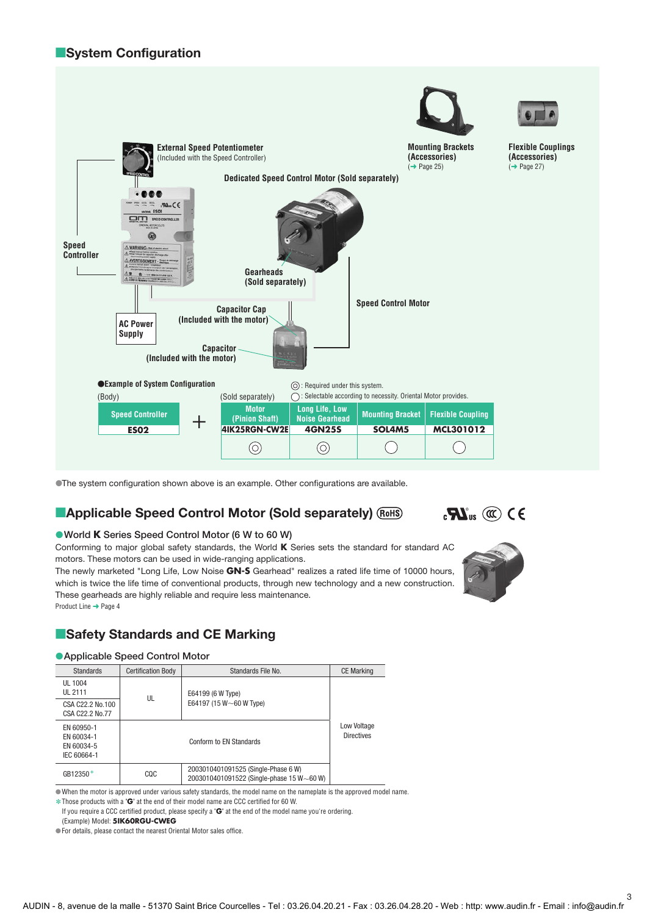## System Configuration

External Speed Potentiometer
(Included with the Speed Controller)

Mounting Brackets
(Accessories)
(➜ Page 25)

Flexible Couplings
(Accessories)
(➜ Page 27)

Dedicated Speed Control Motor (Sold separately)

Speed Controller

Gearheads
(Sold separately)

Speed Control Motor

Capacitor Cap
(Included with the motor)

AC Power Supply

Capacitor
(Included with the motor)

●Example of System Configuration

(Body) — (Sold separately)

| Speed Controller | + | Motor (Pinion Shaft) | Long Life, Low Noise Gearhead | Mounting Bracket | Flexible Coupling |
|---|---|---|---|---|---|
| **ES02** | | **4IK25RGN-CW2E** | **4GN25S** | **SOL4M5** | **MCL301012** |
| | | ◎ | ◎ | ○ | ○ |

◎: Required under this system.
○: Selectable according to necessity. Oriental Motor provides.

●The system configuration shown above is an example. Other configurations are available.

## Applicable Speed Control Motor (Sold separately) (RoHS)

●World **K** Series Speed Control Motor (6 W to 60 W)

Conforming to major global safety standards, the World **K** Series sets the standard for standard AC motors. These motors can be used in wide-ranging applications.
The newly marketed "Long Life, Low Noise **GN-S** Gearhead" realizes a rated life time of 10000 hours, which is twice the life time of conventional products, through new technology and a new construction. These gearheads are highly reliable and require less maintenance.
Product Line ➜ Page 4

## Safety Standards and CE Marking

●Applicable Speed Control Motor

| Standards | Certification Body | Standards File No. | CE Marking |
|---|---|---|---|
| UL 1004<br>UL 2111 | UL | E64199 (6 W Type)<br>E64197 (15 W~60 W Type) | Low Voltage Directives |
| CSA C22.2 No.100<br>CSA C22.2 No.77 | | | |
| EN 60950-1<br>EN 60034-1<br>EN 60034-5<br>IEC 60664-1 | Conform to EN Standards | | |
| GB12350* | CQC | 2003010401091525 (Single-Phase 6 W)<br>2003010401091522 (Single-phase 15 W~60 W) | |

●When the motor is approved under various safety standards, the model name on the nameplate is the approved model name.
*Those products with a "**G**" at the end of their model name are CCC certified for 60 W.
If you require a CCC certified product, please specify a "**G**" at the end of the model name you're ordering.
(Example) Model: **5IK60RGU-CWEG**
●For details, please contact the nearest Oriental Motor sales office.

AUDIN - 8, avenue de la malle - 51370 Saint Brice Courcelles - Tel : 03.26.04.20.21 - Fax : 03.26.04.28.20 - Web : http: www.audin.fr - Email : info@audin.fr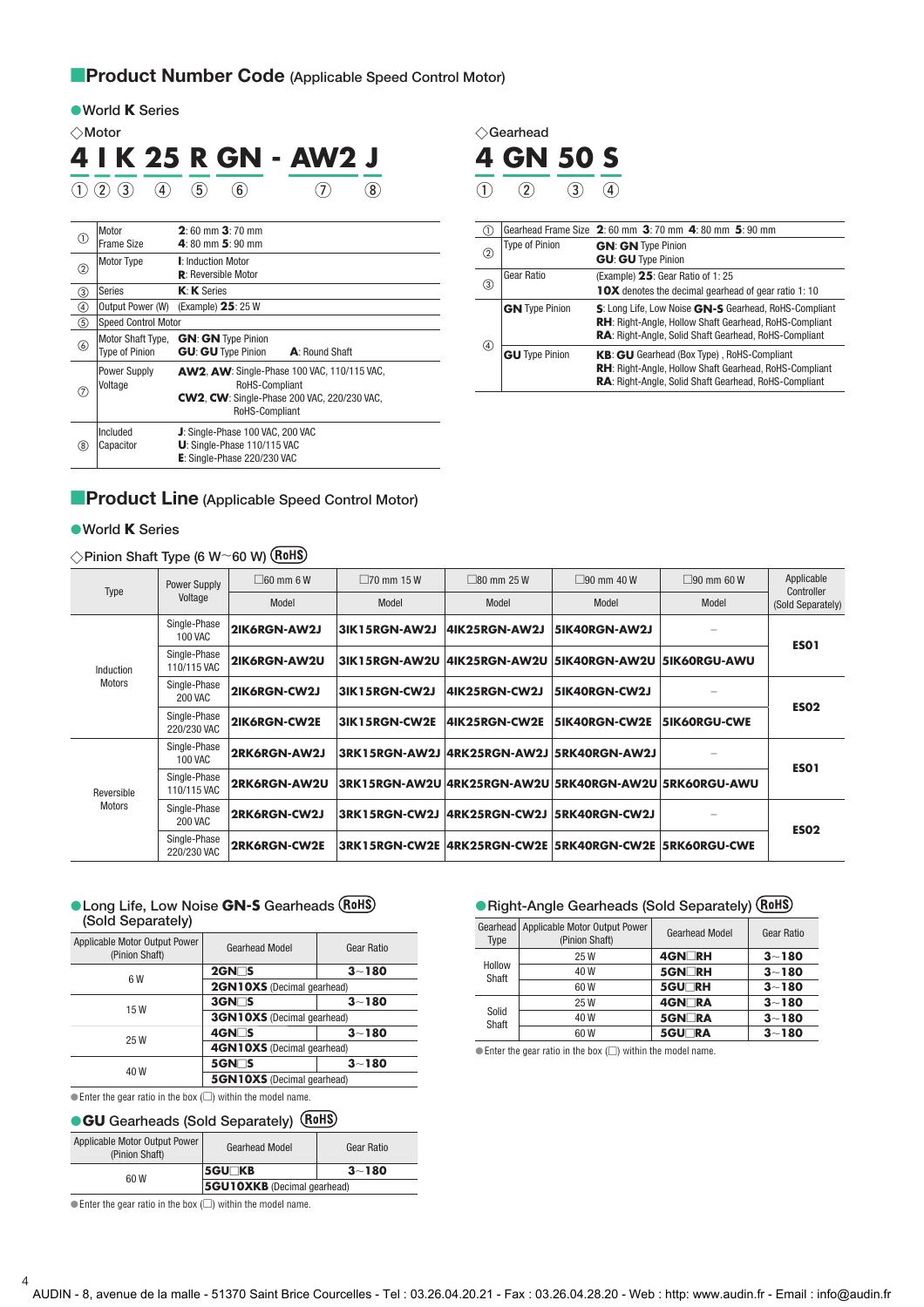## Product Number Code (Applicable Speed Control Motor)

● World **K** Series

◇Motor

**4 I K 25 R GN - AW2 J**

① ② ③ ④ ⑤ ⑥ ⑦ ⑧

| | | |
|---|---|---|
| ① | Motor Frame Size | **2**: 60 mm **3**: 70 mm **4**: 80 mm **5**: 90 mm |
| ② | Motor Type | **I**: Induction Motor **R**: Reversible Motor |
| ③ | Series | **K**: **K** Series |
| ④ | Output Power (W) | (Example) **25**: 25 W |
| ⑤ | Speed Control Motor | |
| ⑥ | Motor Shaft Type, Type of Pinion | **GN**: **GN** Type Pinion **GU**: **GU** Type Pinion **A**: Round Shaft |
| ⑦ | Power Supply Voltage | **AW2**, **AW**: Single-Phase 100 VAC, 110/115 VAC, RoHS-Compliant **CW2**, **CW**: Single-Phase 200 VAC, 220/230 VAC, RoHS-Compliant |
| ⑧ | Included Capacitor | **J**: Single-Phase 100 VAC, 200 VAC **U**: Single-Phase 110/115 VAC **E**: Single-Phase 220/230 VAC |

◇Gearhead

**4 GN 50 S**

① ② ③ ④

| | | |
|---|---|---|
| ① | Gearhead Frame Size | **2**: 60 mm **3**: 70 mm **4**: 80 mm **5**: 90 mm |
| ② | Type of Pinion | **GN**: **GN** Type Pinion **GU**: **GU** Type Pinion |
| ③ | Gear Ratio | (Example) **25**: Gear Ratio of 1: 25 **10X** denotes the decimal gearhead of gear ratio 1: 10 |
| ④ | **GN** Type Pinion | **S**: Long Life, Low Noise **GN-S** Gearhead, RoHS-Compliant **RH**: Right-Angle, Hollow Shaft Gearhead, RoHS-Compliant **RA**: Right-Angle, Solid Shaft Gearhead, RoHS-Compliant |
| | **GU** Type Pinion | **KB**: **GU** Gearhead (Box Type), RoHS-Compliant **RH**: Right-Angle, Hollow Shaft Gearhead, RoHS-Compliant **RA**: Right-Angle, Solid Shaft Gearhead, RoHS-Compliant |

## Product Line (Applicable Speed Control Motor)

● World **K** Series

◇Pinion Shaft Type (6 W~60 W) RoHS

| Type | Power Supply Voltage | □60 mm 6 W | □70 mm 15 W | □80 mm 25 W | □90 mm 40 W | □90 mm 60 W | Applicable Controller (Sold Separately) |
|---|---|---|---|---|---|---|---|
| | | Model | Model | Model | Model | Model | |
| Induction Motors | Single-Phase 100 VAC | **2IK6RGN-AW2J** | **3IK15RGN-AW2J** | **4IK25RGN-AW2J** | **5IK40RGN-AW2J** | − | **ES01** |
| | Single-Phase 110/115 VAC | **2IK6RGN-AW2U** | **3IK15RGN-AW2U** | **4IK25RGN-AW2U** | **5IK40RGN-AW2U** | **5IK60RGU-AWU** | |
| | Single-Phase 200 VAC | **2IK6RGN-CW2J** | **3IK15RGN-CW2J** | **4IK25RGN-CW2J** | **5IK40RGN-CW2J** | − | **ES02** |
| | Single-Phase 220/230 VAC | **2IK6RGN-CW2E** | **3IK15RGN-CW2E** | **4IK25RGN-CW2E** | **5IK40RGN-CW2E** | **5IK60RGU-CWE** | |
| Reversible Motors | Single-Phase 100 VAC | **2RK6RGN-AW2J** | **3RK15RGN-AW2J** | **4RK25RGN-AW2J** | **5RK40RGN-AW2J** | − | **ES01** |
| | Single-Phase 110/115 VAC | **2RK6RGN-AW2U** | **3RK15RGN-AW2U** | **4RK25RGN-AW2U** | **5RK40RGN-AW2U** | **5RK60RGU-AWU** | |
| | Single-Phase 200 VAC | **2RK6RGN-CW2J** | **3RK15RGN-CW2J** | **4RK25RGN-CW2J** | **5RK40RGN-CW2J** | − | **ES02** |
| | Single-Phase 220/230 VAC | **2RK6RGN-CW2E** | **3RK15RGN-CW2E** | **4RK25RGN-CW2E** | **5RK40RGN-CW2E** | **5RK60RGU-CWE** | |

● Long Life, Low Noise **GN-S** Gearheads RoHS (Sold Separately)

| Applicable Motor Output Power (Pinion Shaft) | Gearhead Model | Gear Ratio |
|---|---|---|
| 6 W | **2GN□S** | **3~180** |
| | **2GN10XS** (Decimal gearhead) | |
| 15 W | **3GN□S** | **3~180** |
| | **3GN10XS** (Decimal gearhead) | |
| 25 W | **4GN□S** | **3~180** |
| | **4GN10XS** (Decimal gearhead) | |
| 40 W | **5GN□S** | **3~180** |
| | **5GN10XS** (Decimal gearhead) | |

● Enter the gear ratio in the box (□) within the model name.

● **GU** Gearheads (Sold Separately) RoHS

| Applicable Motor Output Power (Pinion Shaft) | Gearhead Model | Gear Ratio |
|---|---|---|
| 60 W | **5GU□KB** | **3~180** |
| | **5GU10XKB** (Decimal gearhead) | |

● Enter the gear ratio in the box (□) within the model name.

● Right-Angle Gearheads (Sold Separately) RoHS

| Gearhead Type | Applicable Motor Output Power (Pinion Shaft) | Gearhead Model | Gear Ratio |
|---|---|---|---|
| Hollow Shaft | 25 W | **4GN□RH** | **3~180** |
| | 40 W | **5GN□RH** | **3~180** |
| | 60 W | **5GU□RH** | **3~180** |
| Solid Shaft | 25 W | **4GN□RA** | **3~180** |
| | 40 W | **5GN□RA** | **3~180** |
| | 60 W | **5GU□RA** | **3~180** |

● Enter the gear ratio in the box (□) within the model name.

AUDIN - 8, avenue de la malle - 51370 Saint Brice Courcelles - Tel : 03.26.04.20.21 - Fax : 03.26.04.28.20 - Web : http: www.audin.fr - Email : info@audin.fr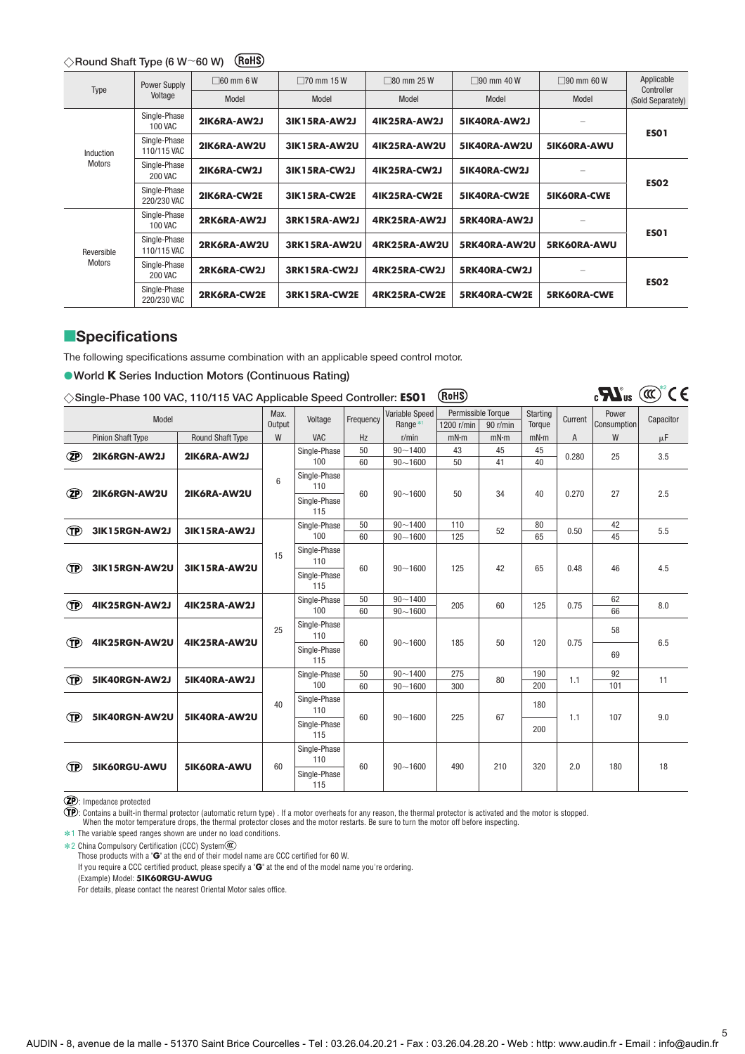◇Round Shaft Type (6 W~60 W) (RoHS)

| Type | Power Supply Voltage | □60 mm 6 W Model | □70 mm 15 W Model | □80 mm 25 W Model | □90 mm 40 W Model | □90 mm 60 W Model | Applicable Controller (Sold Separately) |
|---|---|---|---|---|---|---|---|
| Induction Motors | Single-Phase 100 VAC | **2IK6RA-AW2J** | **3IK15RA-AW2J** | **4IK25RA-AW2J** | **5IK40RA-AW2J** | – | **ES01** |
| | Single-Phase 110/115 VAC | **2IK6RA-AW2U** | **3IK15RA-AW2U** | **4IK25RA-AW2U** | **5IK40RA-AW2U** | **5IK60RA-AWU** | |
| | Single-Phase 200 VAC | **2IK6RA-CW2J** | **3IK15RA-CW2J** | **4IK25RA-CW2J** | **5IK40RA-CW2J** | – | **ES02** |
| | Single-Phase 220/230 VAC | **2IK6RA-CW2E** | **3IK15RA-CW2E** | **4IK25RA-CW2E** | **5IK40RA-CW2E** | **5IK60RA-CWE** | |
| Reversible Motors | Single-Phase 100 VAC | **2RK6RA-AW2J** | **3RK15RA-AW2J** | **4RK25RA-AW2J** | **5RK40RA-AW2J** | – | **ES01** |
| | Single-Phase 110/115 VAC | **2RK6RA-AW2U** | **3RK15RA-AW2U** | **4RK25RA-AW2U** | **5RK40RA-AW2U** | **5RK60RA-AWU** | |
| | Single-Phase 200 VAC | **2RK6RA-CW2J** | **3RK15RA-CW2J** | **4RK25RA-CW2J** | **5RK40RA-CW2J** | – | **ES02** |
| | Single-Phase 220/230 VAC | **2RK6RA-CW2E** | **3RK15RA-CW2E** | **4RK25RA-CW2E** | **5RK40RA-CW2E** | **5RK60RA-CWE** | |

## ■Specifications

The following specifications assume combination with an applicable speed control motor.

●World **K** Series Induction Motors (Continuous Rating)

◇Single-Phase 100 VAC, 110/115 VAC Applicable Speed Controller: **ES01** (RoHS)

| Model | | Max. Output | Voltage | Frequency | Variable Speed Range *1 | Permissible Torque | | Starting Torque | Current | Power Consumption | Capacitor |
|---|---|---|---|---|---|---|---|---|---|---|---|
| Pinion Shaft Type | Round Shaft Type | W | VAC | Hz | r/min | 1200 r/min mN·m | 90 r/min mN·m | mN·m | A | W | μF |
| (ZP) **2IK6RGN-AW2J** | **2IK6RA-AW2J** | 6 | Single-Phase 100 | 50 | 90~1400 | 43 | 45 | 45 | 0.280 | 25 | 3.5 |
| | | | | 60 | 90~1600 | 50 | 41 | 40 | | | |
| (ZP) **2IK6RGN-AW2U** | **2IK6RA-AW2U** | | Single-Phase 110 / Single-Phase 115 | 60 | 90~1600 | 50 | 34 | 40 | 0.270 | 27 | 2.5 |
| (TP) **3IK15RGN-AW2J** | **3IK15RA-AW2J** | 15 | Single-Phase 100 | 50 | 90~1400 | 110 | 52 | 80 | 0.50 | 42 | 5.5 |
| | | | | 60 | 90~1600 | 125 | | 65 | | 45 | |
| (TP) **3IK15RGN-AW2U** | **3IK15RA-AW2U** | | Single-Phase 110 / Single-Phase 115 | 60 | 90~1600 | 125 | 42 | 65 | 0.48 | 46 | 4.5 |
| (TP) **4IK25RGN-AW2J** | **4IK25RA-AW2J** | 25 | Single-Phase 100 | 50 | 90~1400 | 205 | 60 | 125 | 0.75 | 62 | 8.0 |
| | | | | 60 | 90~1600 | | | | | 66 | |
| (TP) **4IK25RGN-AW2U** | **4IK25RA-AW2U** | | Single-Phase 110 / Single-Phase 115 | 60 | 90~1600 | 185 | 50 | 120 | 0.75 | 58 / 69 | 6.5 |
| (TP) **5IK40RGN-AW2J** | **5IK40RA-AW2J** | 40 | Single-Phase 100 | 50 | 90~1400 | 275 | 80 | 190 | 1.1 | 92 | 11 |
| | | | | 60 | 90~1600 | 300 | | 200 | | 101 | |
| (TP) **5IK40RGN-AW2U** | **5IK40RA-AW2U** | | Single-Phase 110 / Single-Phase 115 | 60 | 90~1600 | 225 | 67 | 180 / 200 | 1.1 | 107 | 9.0 |
| (TP) **5IK60RGU-AWU** | **5IK60RA-AWU** | 60 | Single-Phase 110 / Single-Phase 115 | 60 | 90~1600 | 490 | 210 | 320 | 2.0 | 180 | 18 |

(ZP): Impedance protected

(TP): Contains a built-in thermal protector (automatic return type) . If a motor overheats for any reason, the thermal protector is activated and the motor is stopped. When the motor temperature drops, the thermal protector closes and the motor restarts. Be sure to turn the motor off before inspecting.

*1 The variable speed ranges shown are under no load conditions.

*2 China Compulsory Certification (CCC) System
Those products with a "**G**" at the end of their model name are CCC certified for 60 W.
If you require a CCC certified product, please specify a "**G**" at the end of the model name you're ordering.
(Example) Model: **5IK60RGU-AWUG**
For details, please contact the nearest Oriental Motor sales office.

AUDIN - 8, avenue de la malle - 51370 Saint Brice Courcelles - Tel : 03.26.04.20.21 - Fax : 03.26.04.28.20 - Web : http: www.audin.fr - Email : info@audin.fr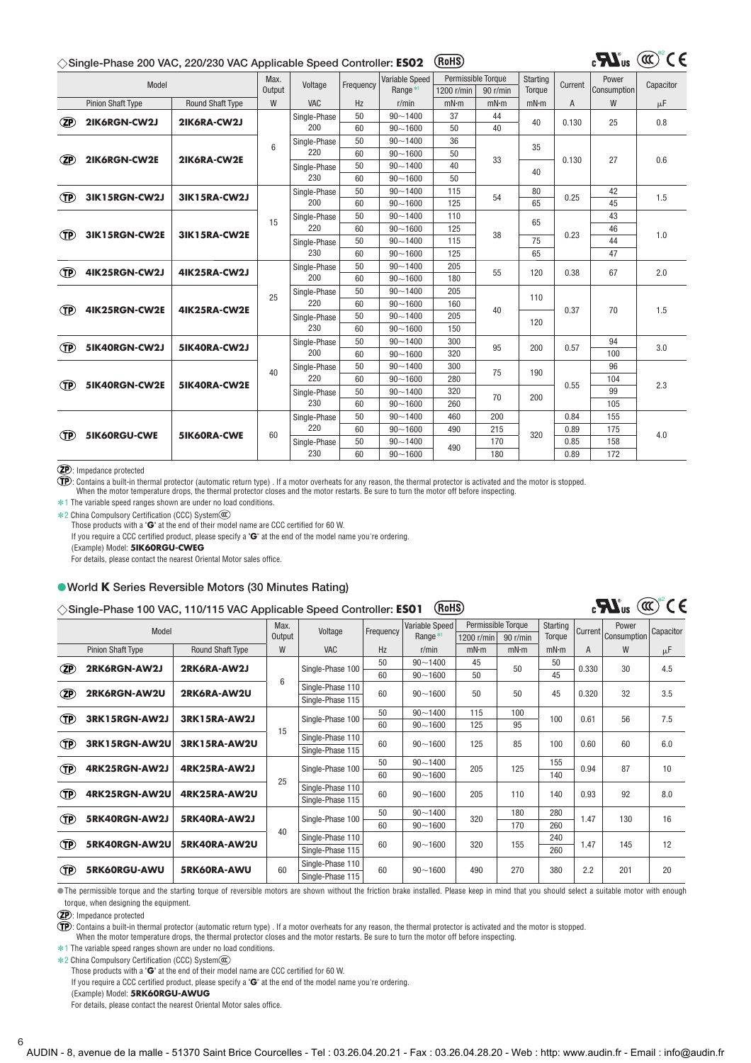### ◇Single-Phase 200 VAC, 220/230 VAC Applicable Speed Controller: **ES02** (RoHS)

| Model | | Max. Output | Voltage | Frequency | Variable Speed Range *1 | Permissible Torque | | Starting Torque | Current | Power Consumption | Capacitor |
|---|---|---|---|---|---|---|---|---|---|---|---|
| Pinion Shaft Type | Round Shaft Type | W | VAC | Hz | r/min | 1200 r/min mN·m | 90 r/min mN·m | mN·m | A | W | μF |
| (ZP) **2IK6RGN-CW2J** | **2IK6RA-CW2J** | 6 | Single-Phase 200 | 50 | 90~1400 | 37 | 44 | 40 | 0.130 | 25 | 0.8 |
| | | | | 60 | 90~1600 | 50 | 40 | | | | |
| (ZP) **2IK6RGN-CW2E** | **2IK6RA-CW2E** | | Single-Phase 220 | 50 | 90~1400 | 36 | 33 | 35 | 0.130 | 27 | 0.6 |
| | | | | 60 | 90~1600 | 50 | | | | | |
| | | | Single-Phase 230 | 50 | 90~1400 | 40 | | 40 | | | |
| | | | | 60 | 90~1600 | 50 | | | | | |
| (TP) **3IK15RGN-CW2J** | **3IK15RA-CW2J** | 15 | Single-Phase 200 | 50 | 90~1400 | 115 | 54 | 80 | 0.25 | 42 | 1.5 |
| | | | | 60 | 90~1600 | 125 | | 65 | | 45 | |
| (TP) **3IK15RGN-CW2E** | **3IK15RA-CW2E** | | Single-Phase 220 | 50 | 90~1400 | 110 | 38 | 65 | 0.23 | 43 | 1.0 |
| | | | | 60 | 90~1600 | 125 | | | | 46 | |
| | | | Single-Phase 230 | 50 | 90~1400 | 115 | | 75 | | 44 | |
| | | | | 60 | 90~1600 | 125 | | 65 | | 47 | |
| (TP) **4IK25RGN-CW2J** | **4IK25RA-CW2J** | 25 | Single-Phase 200 | 50 | 90~1400 | 205 | 55 | 120 | 0.38 | 67 | 2.0 |
| | | | | 60 | 90~1600 | 180 | | | | | |
| (TP) **4IK25RGN-CW2E** | **4IK25RA-CW2E** | | Single-Phase 220 | 50 | 90~1400 | 205 | 40 | 110 | 0.37 | 70 | 1.5 |
| | | | | 60 | 90~1600 | 160 | | | | | |
| | | | Single-Phase 230 | 50 | 90~1400 | 205 | | 120 | | | |
| | | | | 60 | 90~1600 | 150 | | | | | |
| (TP) **5IK40RGN-CW2J** | **5IK40RA-CW2J** | 40 | Single-Phase 200 | 50 | 90~1400 | 300 | 95 | 200 | 0.57 | 94 | 3.0 |
| | | | | 60 | 90~1600 | 320 | | | | 100 | |
| (TP) **5IK40RGN-CW2E** | **5IK40RA-CW2E** | | Single-Phase 220 | 50 | 90~1400 | 300 | 75 | 190 | 0.55 | 96 | 2.3 |
| | | | | 60 | 90~1600 | 280 | | | | 104 | |
| | | | Single-Phase 230 | 50 | 90~1400 | 320 | 70 | 200 | | 99 | |
| | | | | 60 | 90~1600 | 260 | | | | 105 | |
| (TP) **5IK60RGU-CWE** | **5IK60RA-CWE** | 60 | Single-Phase 220 | 50 | 90~1400 | 460 | 200 | 320 | 0.84 | 155 | 4.0 |
| | | | | 60 | 90~1600 | 490 | 215 | | 0.89 | 175 | |
| | | | Single-Phase 230 | 50 | 90~1400 | 490 | 170 | | 0.85 | 158 | |
| | | | | 60 | 90~1600 | | 180 | | 0.89 | 172 | |

(ZP): Impedance protected

(TP): Contains a built-in thermal protector (automatic return type) . If a motor overheats for any reason, the thermal protector is activated and the motor is stopped.
When the motor temperature drops, the thermal protector closes and the motor restarts. Be sure to turn the motor off before inspecting.

*1 The variable speed ranges shown are under no load conditions.

*2 China Compulsory Certification (CCC) System(CCC)
Those products with a "**G**" at the end of their model name are CCC certified for 60 W.
If you require a CCC certified product, please specify a "**G**" at the end of the model name you're ordering.
(Example) Model: **5IK60RGU-CWEG**
For details, please contact the nearest Oriental Motor sales office.

## ●World K Series Reversible Motors (30 Minutes Rating)

### ◇Single-Phase 100 VAC, 110/115 VAC Applicable Speed Controller: **ES01** (RoHS)

| Model | | Max. Output | Voltage | Frequency | Variable Speed Range *1 | Permissible Torque | | Starting Torque | Current | Power Consumption | Capacitor |
|---|---|---|---|---|---|---|---|---|---|---|---|
| Pinion Shaft Type | Round Shaft Type | W | VAC | Hz | r/min | 1200 r/min mN·m | 90 r/min mN·m | mN·m | A | W | μF |
| (ZP) **2RK6RGN-AW2J** | **2RK6RA-AW2J** | 6 | Single-Phase 100 | 50 | 90~1400 | 45 | 50 | 50 | 0.330 | 30 | 4.5 |
| | | | | 60 | 90~1600 | 50 | | 45 | | | |
| (ZP) **2RK6RGN-AW2U** | **2RK6RA-AW2U** | | Single-Phase 110 / Single-Phase 115 | 60 | 90~1600 | 50 | 50 | 45 | 0.320 | 32 | 3.5 |
| (TP) **3RK15RGN-AW2J** | **3RK15RA-AW2J** | 15 | Single-Phase 100 | 50 | 90~1400 | 115 | 100 | 100 | 0.61 | 56 | 7.5 |
| | | | | 60 | 90~1600 | 125 | 95 | | | | |
| (TP) **3RK15RGN-AW2U** | **3RK15RA-AW2U** | | Single-Phase 110 / Single-Phase 115 | 60 | 90~1600 | 125 | 85 | 100 | 0.60 | 60 | 6.0 |
| (TP) **4RK25RGN-AW2J** | **4RK25RA-AW2J** | 25 | Single-Phase 100 | 50 | 90~1400 | 205 | 125 | 155 | 0.94 | 87 | 10 |
| | | | | 60 | 90~1600 | | | 140 | | | |
| (TP) **4RK25RGN-AW2U** | **4RK25RA-AW2U** | | Single-Phase 110 / Single-Phase 115 | 60 | 90~1600 | 205 | 110 | 140 | 0.93 | 92 | 8.0 |
| (TP) **5RK40RGN-AW2J** | **5RK40RA-AW2J** | 40 | Single-Phase 100 | 50 | 90~1400 | 320 | 180 | 280 | 1.47 | 130 | 16 |
| | | | | 60 | 90~1600 | | 170 | 260 | | | |
| (TP) **5RK40RGN-AW2U** | **5RK40RA-AW2U** | | Single-Phase 110 / Single-Phase 115 | 60 | 90~1600 | 320 | 155 | 240 / 260 | 1.47 | 145 | 12 |
| (TP) **5RK60RGU-AWU** | **5RK60RA-AWU** | 60 | Single-Phase 110 / Single-Phase 115 | 60 | 90~1600 | 490 | 270 | 380 | 2.2 | 201 | 20 |

●The permissible torque and the starting torque of reversible motors are shown without the friction brake installed. Please keep in mind that you should select a suitable motor with enough torque, when designing the equipment.

(ZP): Impedance protected

(TP): Contains a built-in thermal protector (automatic return type) . If a motor overheats for any reason, the thermal protector is activated and the motor is stopped.
When the motor temperature drops, the thermal protector closes and the motor restarts. Be sure to turn the motor off before inspecting.

*1 The variable speed ranges shown are under no load conditions.

*2 China Compulsory Certification (CCC) System(CCC)
Those products with a "**G**" at the end of their model name are CCC certified for 60 W.
If you require a CCC certified product, please specify a "**G**" at the end of the model name you're ordering.
(Example) Model: **5RK60RGU-AWUG**
For details, please contact the nearest Oriental Motor sales office.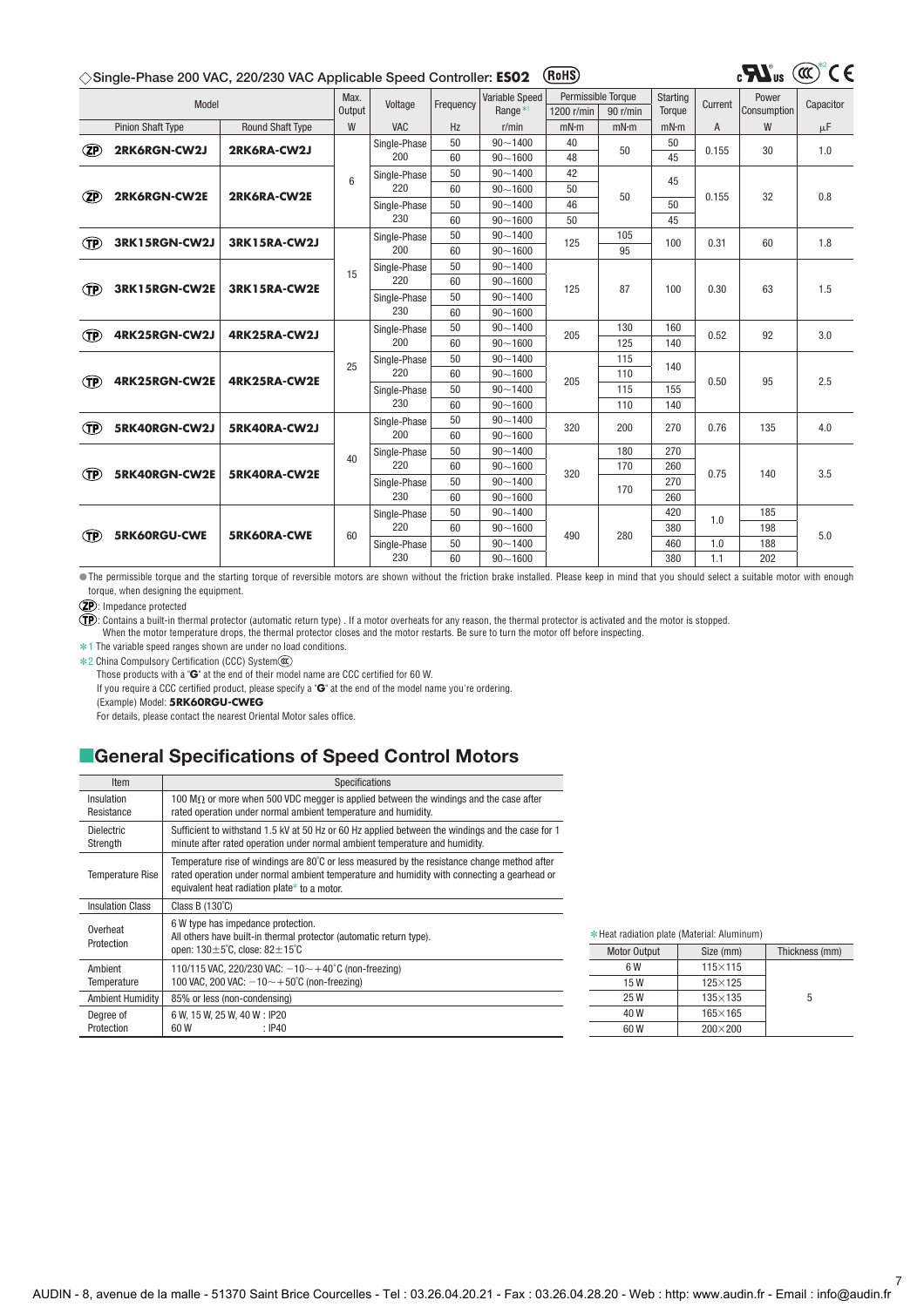## ◇Single-Phase 200 VAC, 220/230 VAC Applicable Speed Controller: ES02 (RoHS)

| Model | | Max. Output | Voltage | Frequency | Variable Speed Range *1 | Permissible Torque | | Starting Torque | Current | Power Consumption | Capacitor |
|---|---|---|---|---|---|---|---|---|---|---|---|
| Pinion Shaft Type | Round Shaft Type | W | VAC | Hz | r/min | 1200 r/min mN·m | 90 r/min mN·m | mN·m | A | W | μF |
| (ZP) 2RK6RGN-CW2J | 2RK6RA-CW2J | 6 | Single-Phase 200 | 50 | 90～1400 | 40 | 50 | 50 | 0.155 | 30 | 1.0 |
| | | | | 60 | 90～1600 | 48 | | 45 | | | |
| (ZP) 2RK6RGN-CW2E | 2RK6RA-CW2E | | Single-Phase 220 | 50 | 90～1400 | 42 | 50 | 45 | 0.155 | 32 | 0.8 |
| | | | | 60 | 90～1600 | 50 | | | | | |
| | | | Single-Phase 230 | 50 | 90～1400 | 46 | | 50 | | | |
| | | | | 60 | 90～1600 | 50 | | 45 | | | |
| (TP) 3RK15RGN-CW2J | 3RK15RA-CW2J | 15 | Single-Phase 200 | 50 | 90～1400 | 125 | 105 | 100 | 0.31 | 60 | 1.8 |
| | | | | 60 | 90～1600 | | 95 | | | | |
| (TP) 3RK15RGN-CW2E | 3RK15RA-CW2E | | Single-Phase 220 | 50 | 90～1400 | 125 | 87 | 100 | 0.30 | 63 | 1.5 |
| | | | | 60 | 90～1600 | | | | | | |
| | | | Single-Phase 230 | 50 | 90～1400 | | | | | | |
| | | | | 60 | 90～1600 | | | | | | |
| (TP) 4RK25RGN-CW2J | 4RK25RA-CW2J | 25 | Single-Phase 200 | 50 | 90～1400 | 205 | 130 | 160 | 0.52 | 92 | 3.0 |
| | | | | 60 | 90～1600 | | 125 | 140 | | | |
| (TP) 4RK25RGN-CW2E | 4RK25RA-CW2E | | Single-Phase 220 | 50 | 90～1400 | 205 | 115 | 140 | 0.50 | 95 | 2.5 |
| | | | | 60 | 90～1600 | | 110 | | | | |
| | | | Single-Phase 230 | 50 | 90～1400 | | 115 | 155 | | | |
| | | | | 60 | 90～1600 | | 110 | 140 | | | |
| (TP) 5RK40RGN-CW2J | 5RK40RA-CW2J | 40 | Single-Phase 200 | 50 | 90～1400 | 320 | 200 | 270 | 0.76 | 135 | 4.0 |
| | | | | 60 | 90～1600 | | | | | | |
| (TP) 5RK40RGN-CW2E | 5RK40RA-CW2E | | Single-Phase 220 | 50 | 90～1400 | 320 | 180 | 270 | 0.75 | 140 | 3.5 |
| | | | | 60 | 90～1600 | | 170 | 260 | | | |
| | | | Single-Phase 230 | 50 | 90～1400 | | 170 | 270 | | | |
| | | | | 60 | 90～1600 | | | 260 | | | |
| (TP) 5RK60RGU-CWE | 5RK60RA-CWE | 60 | Single-Phase 220 | 50 | 90～1400 | 490 | 280 | 420 | 1.0 | 185 | 5.0 |
| | | | | 60 | 90～1600 | | | 380 | | 198 | |
| | | | Single-Phase 230 | 50 | 90～1400 | | | 460 | 1.0 | 188 | |
| | | | | 60 | 90～1600 | | | 380 | 1.1 | 202 | |

● The permissible torque and the starting torque of reversible motors are shown without the friction brake installed. Please keep in mind that you should select a suitable motor with enough torque, when designing the equipment.

(ZP): Impedance protected

(TP): Contains a built-in thermal protector (automatic return type) . If a motor overheats for any reason, the thermal protector is activated and the motor is stopped. When the motor temperature drops, the thermal protector closes and the motor restarts. Be sure to turn the motor off before inspecting.

*1 The variable speed ranges shown are under no load conditions.

*2 China Compulsory Certification (CCC) System (CCC)

Those products with a "G" at the end of their model name are CCC certified for 60 W.

If you require a CCC certified product, please specify a "G" at the end of the model name you're ordering.

(Example) Model: **5RK60RGU-CWEG**

For details, please contact the nearest Oriental Motor sales office.

## General Specifications of Speed Control Motors

| Item | Specifications |
|---|---|
| Insulation Resistance | 100 MΩ or more when 500 VDC megger is applied between the windings and the case after rated operation under normal ambient temperature and humidity. |
| Dielectric Strength | Sufficient to withstand 1.5 kV at 50 Hz or 60 Hz applied between the windings and the case for 1 minute after rated operation under normal ambient temperature and humidity. |
| Temperature Rise | Temperature rise of windings are 80˚C or less measured by the resistance change method after rated operation under normal ambient temperature and humidity with connecting a gearhead or equivalent heat radiation plate* to a motor. |
| Insulation Class | Class B (130˚C) |
| Overheat Protection | 6 W type has impedance protection. All others have built-in thermal protector (automatic return type). open: 130±5˚C, close: 82±15˚C |
| Ambient Temperature | 110/115 VAC, 220/230 VAC: −10～+40˚C (non-freezing) 100 VAC, 200 VAC: −10～+50˚C (non-freezing) |
| Ambient Humidity | 85% or less (non-condensing) |
| Degree of Protection | 6 W, 15 W, 25 W, 40 W : IP20<br>60 W : IP40 |

*Heat radiation plate (Material: Aluminum)

| Motor Output | Size (mm) | Thickness (mm) |
|---|---|---|
| 6 W | 115×115 | 5 |
| 15 W | 125×125 | |
| 25 W | 135×135 | |
| 40 W | 165×165 | |
| 60 W | 200×200 | |

AUDIN - 8, avenue de la malle - 51370 Saint Brice Courcelles - Tel : 03.26.04.20.21 - Fax : 03.26.04.28.20 - Web : http: www.audin.fr - Email : info@audin.fr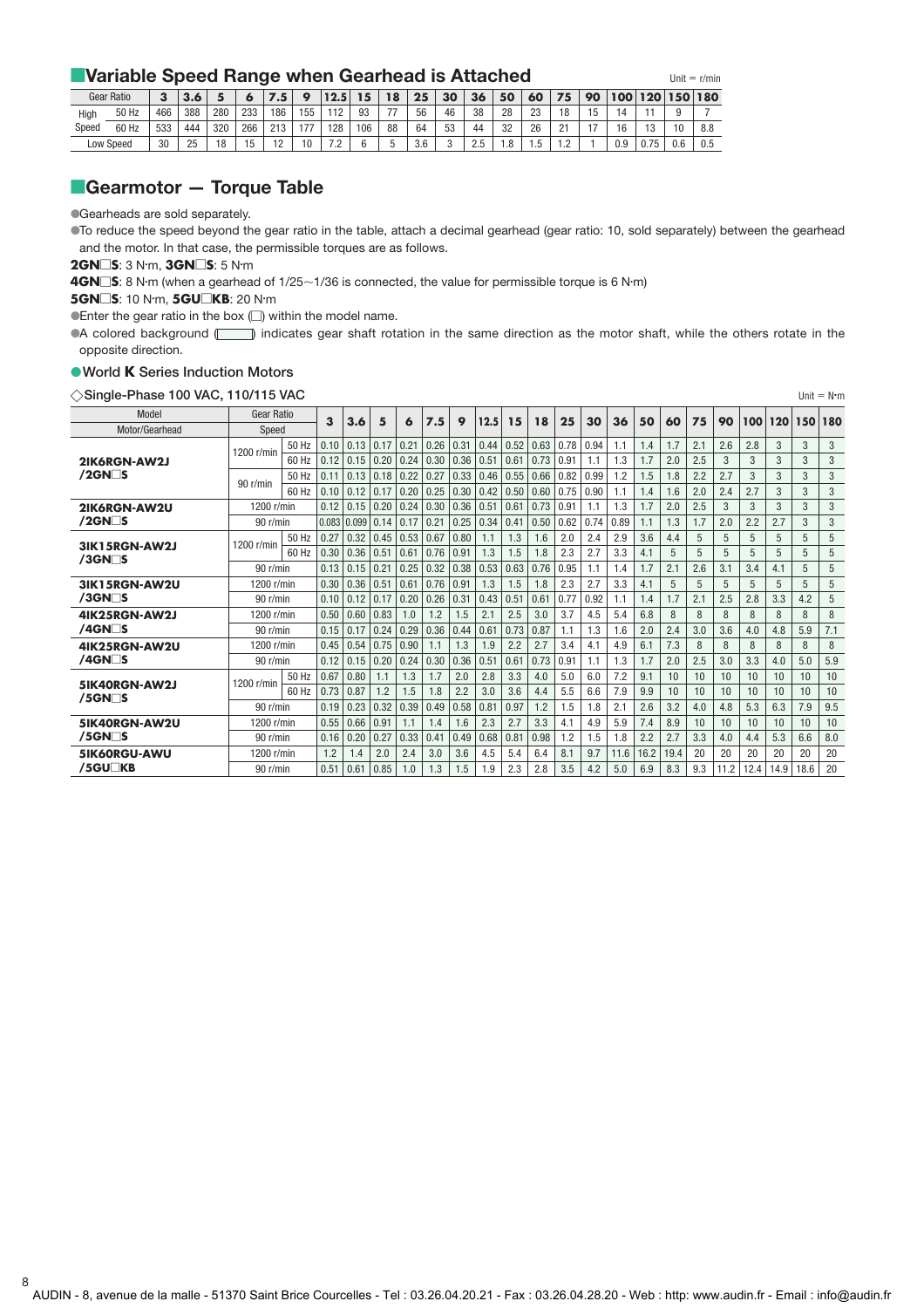## ■Variable Speed Range when Gearhead is Attached

Unit = r/min

| Gear Ratio | | 3 | 3.6 | 5 | 6 | 7.5 | 9 | 12.5 | 15 | 18 | 25 | 30 | 36 | 50 | 60 | 75 | 90 | 100 | 120 | 150 | 180 |
|---|---|---|---|---|---|---|---|---|---|---|---|---|---|---|---|---|---|---|---|---|---|
| High Speed | 50 Hz | 466 | 388 | 280 | 233 | 186 | 155 | 112 | 93 | 77 | 56 | 46 | 38 | 28 | 23 | 18 | 15 | 14 | 11 | 9 | 7 |
| | 60 Hz | 533 | 444 | 320 | 266 | 213 | 177 | 128 | 106 | 88 | 64 | 53 | 44 | 32 | 26 | 21 | 17 | 16 | 13 | 10 | 8.8 |
| Low Speed | | 30 | 25 | 18 | 15 | 12 | 10 | 7.2 | 6 | 5 | 3.6 | 3 | 2.5 | 1.8 | 1.5 | 1.2 | 1 | 0.9 | 0.75 | 0.6 | 0.5 |

## ■Gearmotor — Torque Table

- Gearheads are sold separately.
- To reduce the speed beyond the gear ratio in the table, attach a decimal gearhead (gear ratio: 10, sold separately) between the gearhead and the motor. In that case, the permissible torques are as follows.

**2GN□S**: 3 N·m, **3GN□S**: 5 N·m

**4GN□S**: 8 N·m (when a gearhead of 1/25~1/36 is connected, the value for permissible torque is 6 N·m)

**5GN□S**: 10 N·m, **5GU□KB**: 20 N·m

- Enter the gear ratio in the box (□) within the model name.
- A colored background (▭) indicates gear shaft rotation in the same direction as the motor shaft, while the others rotate in the opposite direction.

### ●World K Series Induction Motors

◇Single-Phase 100 VAC, 110/115 VAC

Unit = N·m

| Model Motor/Gearhead | Gear Ratio Speed | | 3 | 3.6 | 5 | 6 | 7.5 | 9 | 12.5 | 15 | 18 | 25 | 30 | 36 | 50 | 60 | 75 | 90 | 100 | 120 | 150 | 180 |
|---|---|---|---|---|---|---|---|---|---|---|---|---|---|---|---|---|---|---|---|---|---|---|
| **2IK6RGN-AW2J /2GN□S** | 1200 r/min | 50 Hz | 0.10 | 0.13 | 0.17 | 0.21 | 0.26 | 0.31 | 0.44 | 0.52 | 0.63 | 0.78 | 0.94 | 1.1 | 1.4 | 1.7 | 2.1 | 2.6 | 2.8 | 3 | 3 | 3 |
| | | 60 Hz | 0.12 | 0.15 | 0.20 | 0.24 | 0.30 | 0.36 | 0.51 | 0.61 | 0.73 | 0.91 | 1.1 | 1.3 | 1.7 | 2.0 | 2.5 | 3 | 3 | 3 | 3 | 3 |
| | 90 r/min | 50 Hz | 0.11 | 0.13 | 0.18 | 0.22 | 0.27 | 0.33 | 0.46 | 0.55 | 0.66 | 0.82 | 0.99 | 1.2 | 1.5 | 1.8 | 2.2 | 2.7 | 3 | 3 | 3 | 3 |
| | | 60 Hz | 0.10 | 0.12 | 0.17 | 0.20 | 0.25 | 0.30 | 0.42 | 0.50 | 0.60 | 0.75 | 0.90 | 1.1 | 1.4 | 1.6 | 2.0 | 2.4 | 2.7 | 3 | 3 | 3 |
| **2IK6RGN-AW2U /2GN□S** | 1200 r/min | | 0.12 | 0.15 | 0.20 | 0.24 | 0.30 | 0.36 | 0.51 | 0.61 | 0.73 | 0.91 | 1.1 | 1.3 | 1.7 | 2.0 | 2.5 | 3 | 3 | 3 | 3 | 3 |
| | 90 r/min | | 0.083 | 0.099 | 0.14 | 0.17 | 0.21 | 0.25 | 0.34 | 0.41 | 0.50 | 0.62 | 0.74 | 0.89 | 1.1 | 1.3 | 1.7 | 2.0 | 2.2 | 2.7 | 3 | 3 |
| **3IK15RGN-AW2J /3GN□S** | 1200 r/min | 50 Hz | 0.27 | 0.32 | 0.45 | 0.53 | 0.67 | 0.80 | 1.1 | 1.3 | 1.6 | 2.0 | 2.4 | 2.9 | 3.6 | 4.4 | 5 | 5 | 5 | 5 | 5 | 5 |
| | | 60 Hz | 0.30 | 0.36 | 0.51 | 0.61 | 0.76 | 0.91 | 1.3 | 1.5 | 1.8 | 2.3 | 2.7 | 3.3 | 4.1 | 5 | 5 | 5 | 5 | 5 | 5 | 5 |
| | 90 r/min | | 0.13 | 0.15 | 0.21 | 0.25 | 0.32 | 0.38 | 0.53 | 0.63 | 0.76 | 0.95 | 1.1 | 1.4 | 1.7 | 2.1 | 2.6 | 3.1 | 3.4 | 4.1 | 5 | 5 |
| **3IK15RGN-AW2U /3GN□S** | 1200 r/min | | 0.30 | 0.36 | 0.51 | 0.61 | 0.76 | 0.91 | 1.3 | 1.5 | 1.8 | 2.3 | 2.7 | 3.3 | 4.1 | 5 | 5 | 5 | 5 | 5 | 5 | 5 |
| | 90 r/min | | 0.10 | 0.12 | 0.17 | 0.20 | 0.26 | 0.31 | 0.43 | 0.51 | 0.61 | 0.77 | 0.92 | 1.1 | 1.4 | 1.7 | 2.1 | 2.5 | 2.8 | 3.3 | 4.2 | 5 |
| **4IK25RGN-AW2J /4GN□S** | 1200 r/min | | 0.50 | 0.60 | 0.83 | 1.0 | 1.2 | 1.5 | 2.1 | 2.5 | 3.0 | 3.7 | 4.5 | 5.4 | 6.8 | 8 | 8 | 8 | 8 | 8 | 8 | 8 |
| | 90 r/min | | 0.15 | 0.17 | 0.24 | 0.29 | 0.36 | 0.44 | 0.61 | 0.73 | 0.87 | 1.1 | 1.3 | 1.6 | 2.0 | 2.4 | 3.0 | 3.6 | 4.0 | 4.8 | 5.9 | 7.1 |
| **4IK25RGN-AW2U /4GN□S** | 1200 r/min | | 0.45 | 0.54 | 0.75 | 0.90 | 1.1 | 1.3 | 1.9 | 2.2 | 2.7 | 3.4 | 4.1 | 4.9 | 6.1 | 7.3 | 8 | 8 | 8 | 8 | 8 | 8 |
| | 90 r/min | | 0.12 | 0.15 | 0.20 | 0.24 | 0.30 | 0.36 | 0.51 | 0.61 | 0.73 | 0.91 | 1.1 | 1.3 | 1.7 | 2.0 | 2.5 | 3.0 | 3.3 | 4.0 | 5.0 | 5.9 |
| **5IK40RGN-AW2J /5GN□S** | 1200 r/min | 50 Hz | 0.67 | 0.80 | 1.1 | 1.3 | 1.7 | 2.0 | 2.8 | 3.3 | 4.0 | 5.0 | 6.0 | 7.2 | 9.1 | 10 | 10 | 10 | 10 | 10 | 10 | 10 |
| | | 60 Hz | 0.73 | 0.87 | 1.2 | 1.5 | 1.8 | 2.2 | 3.0 | 3.6 | 4.4 | 5.5 | 6.6 | 7.9 | 9.9 | 10 | 10 | 10 | 10 | 10 | 10 | 10 |
| | 90 r/min | | 0.19 | 0.23 | 0.32 | 0.39 | 0.49 | 0.58 | 0.81 | 0.97 | 1.2 | 1.5 | 1.8 | 2.1 | 2.6 | 3.2 | 4.0 | 4.8 | 5.3 | 6.3 | 7.9 | 9.5 |
| **5IK40RGN-AW2U /5GN□S** | 1200 r/min | | 0.55 | 0.66 | 0.91 | 1.1 | 1.4 | 1.6 | 2.3 | 2.7 | 3.3 | 4.1 | 4.9 | 5.9 | 7.4 | 8.9 | 10 | 10 | 10 | 10 | 10 | 10 |
| | 90 r/min | | 0.16 | 0.20 | 0.27 | 0.33 | 0.41 | 0.49 | 0.68 | 0.81 | 0.98 | 1.2 | 1.5 | 1.8 | 2.2 | 2.7 | 3.3 | 4.0 | 4.4 | 5.3 | 6.6 | 8.0 |
| **5IK60RGU-AWU /5GU□KB** | 1200 r/min | | 1.2 | 1.4 | 2.0 | 2.4 | 3.0 | 3.6 | 4.5 | 5.4 | 6.4 | 8.1 | 9.7 | 11.6 | 16.2 | 19.4 | 20 | 20 | 20 | 20 | 20 | 20 |
| | 90 r/min | | 0.51 | 0.61 | 0.85 | 1.0 | 1.3 | 1.5 | 1.9 | 2.3 | 2.8 | 3.5 | 4.2 | 5.0 | 6.9 | 8.3 | 9.3 | 11.2 | 12.4 | 14.9 | 18.6 | 20 |

AUDIN - 8, avenue de la malle - 51370 Saint Brice Courcelles - Tel : 03.26.04.20.21 - Fax : 03.26.04.28.20 - Web : http: www.audin.fr - Email : info@audin.fr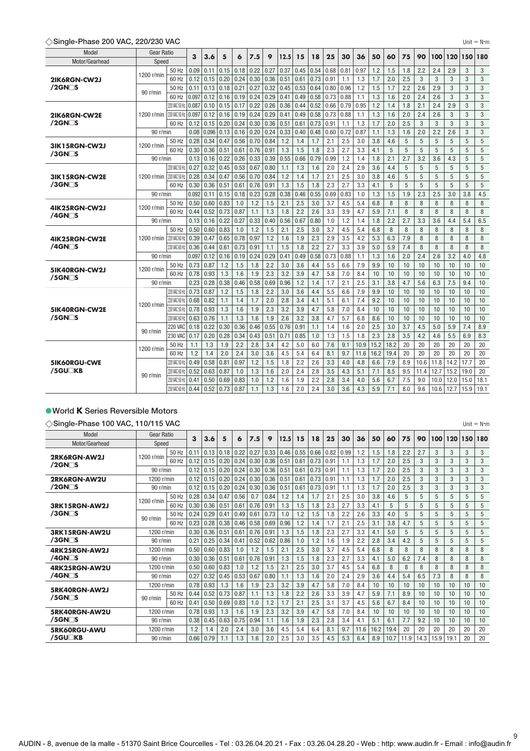### ◇Single-Phase 200 VAC, 220/230 VAC

Unit = N·m

| Model Motor/Gearhead | Gear Ratio Speed | | 3 | 3.6 | 5 | 6 | 7.5 | 9 | 12.5 | 15 | 18 | 25 | 30 | 36 | 50 | 60 | 75 | 90 | 100 | 120 | 150 | 180 |
|---|---|---|---|---|---|---|---|---|---|---|---|---|---|---|---|---|---|---|---|---|---|---|
| 2IK6RGN-CW2J /2GN□S | 1200 r/min | 50 Hz | 0.09 | 0.11 | 0.15 | 0.18 | 0.22 | 0.27 | 0.37 | 0.45 | 0.54 | 0.68 | 0.81 | 0.97 | 1.2 | 1.5 | 1.8 | 2.2 | 2.4 | 2.9 | 3 | 3 |
| | | 60 Hz | 0.12 | 0.15 | 0.20 | 0.24 | 0.30 | 0.36 | 0.51 | 0.61 | 0.73 | 0.91 | 1.1 | 1.3 | 1.7 | 2.0 | 2.5 | 3 | 3 | 3 | 3 | 3 |
| | 90 r/min | 50 Hz | 0.11 | 0.13 | 0.18 | 0.21 | 0.27 | 0.32 | 0.45 | 0.53 | 0.64 | 0.80 | 0.96 | 1.2 | 1.5 | 1.7 | 2.2 | 2.6 | 2.9 | 3 | 3 | 3 |
| | | 60 Hz | 0.097 | 0.12 | 0.16 | 0.19 | 0.24 | 0.29 | 0.41 | 0.49 | 0.58 | 0.73 | 0.88 | 1.1 | 1.3 | 1.6 | 2.0 | 2.4 | 2.6 | 3 | 3 | 3 |
| 2IK6RGN-CW2E /2GN□S | 1200 r/min | 220 VAC 50 Hz | 0.087 | 0.10 | 0.15 | 0.17 | 0.22 | 0.26 | 0.36 | 0.44 | 0.52 | 0.66 | 0.79 | 0.95 | 1.2 | 1.4 | 1.8 | 2.1 | 2.4 | 2.9 | 3 | 3 |
| | | 230 VAC 50 Hz | 0.097 | 0.12 | 0.16 | 0.19 | 0.24 | 0.29 | 0.41 | 0.49 | 0.58 | 0.73 | 0.88 | 1.1 | 1.3 | 1.6 | 2.0 | 2.4 | 2.6 | 3 | 3 | 3 |
| | | 60 Hz | 0.12 | 0.15 | 0.20 | 0.24 | 0.30 | 0.36 | 0.51 | 0.61 | 0.73 | 0.91 | 1.1 | 1.3 | 1.7 | 2.0 | 2.5 | 3 | 3 | 3 | 3 | 3 |
| | 90 r/min | | 0.08 | 0.096 | 0.13 | 0.16 | 0.20 | 0.24 | 0.33 | 0.40 | 0.48 | 0.60 | 0.72 | 0.87 | 1.1 | 1.3 | 1.6 | 2.0 | 2.2 | 2.6 | 3 | 3 |
| 3IK15RGN-CW2J /3GN□S | 1200 r/min | 50 Hz | 0.28 | 0.34 | 0.47 | 0.56 | 0.70 | 0.84 | 1.2 | 1.4 | 1.7 | 2.1 | 2.5 | 3.0 | 3.8 | 4.6 | 5 | 5 | 5 | 5 | 5 | 5 |
| | | 60 Hz | 0.30 | 0.36 | 0.51 | 0.61 | 0.76 | 0.91 | 1.3 | 1.5 | 1.8 | 2.3 | 2.7 | 3.3 | 4.1 | 5 | 5 | 5 | 5 | 5 | 5 | 5 |
| | 90 r/min | | 0.13 | 0.16 | 0.22 | 0.26 | 0.33 | 0.39 | 0.55 | 0.66 | 0.79 | 0.99 | 1.2 | 1.4 | 1.8 | 2.1 | 2.7 | 3.2 | 3.6 | 4.3 | 5 | 5 |
| 3IK15RGN-CW2E /3GN□S | 1200 r/min | 220 VAC 50 Hz | 0.27 | 0.32 | 0.45 | 0.53 | 0.67 | 0.80 | 1.1 | 1.3 | 1.6 | 2.0 | 2.4 | 2.9 | 3.6 | 4.4 | 5 | 5 | 5 | 5 | 5 | 5 |
| | | 230 VAC 50 Hz | 0.28 | 0.34 | 0.47 | 0.56 | 0.70 | 0.84 | 1.2 | 1.4 | 1.7 | 2.1 | 2.5 | 3.0 | 3.8 | 4.6 | 5 | 5 | 5 | 5 | 5 | 5 |
| | | 60 Hz | 0.30 | 0.36 | 0.51 | 0.61 | 0.76 | 0.91 | 1.3 | 1.5 | 1.8 | 2.3 | 2.7 | 3.3 | 4.1 | 5 | 5 | 5 | 5 | 5 | 5 | 5 |
| | 90 r/min | | 0.092 | 0.11 | 0.15 | 0.18 | 0.23 | 0.28 | 0.38 | 0.46 | 0.55 | 0.69 | 0.83 | 1.0 | 1.3 | 1.5 | 1.9 | 2.3 | 2.5 | 3.0 | 3.8 | 4.5 |
| 4IK25RGN-CW2J /4GN□S | 1200 r/min | 50 Hz | 0.50 | 0.60 | 0.83 | 1.0 | 1.2 | 1.5 | 2.1 | 2.5 | 3.0 | 3.7 | 4.5 | 5.4 | 6.8 | 8 | 8 | 8 | 8 | 8 | 8 | 8 |
| | | 60 Hz | 0.44 | 0.52 | 0.73 | 0.87 | 1.1 | 1.3 | 1.8 | 2.2 | 2.6 | 3.3 | 3.9 | 4.7 | 5.9 | 7.1 | 8 | 8 | 8 | 8 | 8 | 8 |
| | 90 r/min | | 0.13 | 0.16 | 0.22 | 0.27 | 0.33 | 0.40 | 0.56 | 0.67 | 0.80 | 1.0 | 1.2 | 1.4 | 1.8 | 2.2 | 2.7 | 3.3 | 3.6 | 4.4 | 5.4 | 6.5 |
| 4IK25RGN-CW2E /4GN□S | 1200 r/min | 50 Hz | 0.50 | 0.60 | 0.83 | 1.0 | 1.2 | 1.5 | 2.1 | 2.5 | 3.0 | 3.7 | 4.5 | 5.4 | 6.8 | 8 | 8 | 8 | 8 | 8 | 8 | 8 |
| | | 220 VAC 60 Hz | 0.39 | 0.47 | 0.65 | 0.78 | 0.97 | 1.2 | 1.6 | 1.9 | 2.3 | 2.9 | 3.5 | 4.2 | 5.3 | 6.3 | 7.9 | 8 | 8 | 8 | 8 | 8 |
| | | 230 VAC 60 Hz | 0.36 | 0.44 | 0.61 | 0.73 | 0.91 | 1.1 | 1.5 | 1.8 | 2.2 | 2.7 | 3.3 | 3.9 | 5.0 | 5.9 | 7.4 | 8 | 8 | 8 | 8 | 8 |
| | 90 r/min | | 0.097 | 0.12 | 0.16 | 0.19 | 0.24 | 0.29 | 0.41 | 0.49 | 0.58 | 0.73 | 0.88 | 1.1 | 1.3 | 1.6 | 2.0 | 2.4 | 2.6 | 3.2 | 4.0 | 4.8 |
| 5IK40RGN-CW2J /5GN□S | 1200 r/min | 50 Hz | 0.73 | 0.87 | 1.2 | 1.5 | 1.8 | 2.2 | 3.0 | 3.6 | 4.4 | 5.5 | 6.6 | 7.9 | 9.9 | 10 | 10 | 10 | 10 | 10 | 10 | 10 |
| | | 60 Hz | 0.78 | 0.93 | 1.3 | 1.6 | 1.9 | 2.3 | 3.2 | 3.9 | 4.7 | 5.8 | 7.0 | 8.4 | 10 | 10 | 10 | 10 | 10 | 10 | 10 | 10 |
| | 90 r/min | | 0.23 | 0.28 | 0.38 | 0.46 | 0.58 | 0.69 | 0.96 | 1.2 | 1.4 | 1.7 | 2.1 | 2.5 | 3.1 | 3.8 | 4.7 | 5.6 | 6.3 | 7.5 | 9.4 | 10 |
| 5IK40RGN-CW2E /5GN□S | 1200 r/min | 220 VAC 50 Hz | 0.73 | 0.87 | 1.2 | 1.5 | 1.8 | 2.2 | 3.0 | 3.6 | 4.4 | 5.5 | 6.6 | 7.9 | 9.9 | 10 | 10 | 10 | 10 | 10 | 10 | 10 |
| | | 220 VAC 60 Hz | 0.68 | 0.82 | 1.1 | 1.4 | 1.7 | 2.0 | 2.8 | 3.4 | 4.1 | 5.1 | 6.1 | 7.4 | 9.2 | 10 | 10 | 10 | 10 | 10 | 10 | 10 |
| | | 230 VAC 50 Hz | 0.78 | 0.93 | 1.3 | 1.6 | 1.9 | 2.3 | 3.2 | 3.9 | 4.7 | 5.8 | 7.0 | 8.4 | 10 | 10 | 10 | 10 | 10 | 10 | 10 | 10 |
| | | 230 VAC 60 Hz | 0.63 | 0.76 | 1.1 | 1.3 | 1.6 | 1.9 | 2.6 | 3.2 | 3.8 | 4.7 | 5.7 | 6.8 | 8.6 | 10 | 10 | 10 | 10 | 10 | 10 | 10 |
| | 90 r/min | 220 VAC | 0.18 | 0.22 | 0.30 | 0.36 | 0.46 | 0.55 | 0.76 | 0.91 | 1.1 | 1.4 | 1.6 | 2.0 | 2.5 | 3.0 | 3.7 | 4.5 | 5.0 | 5.9 | 7.4 | 8.9 |
| | | 230 VAC | 0.17 | 0.20 | 0.28 | 0.34 | 0.43 | 0.51 | 0.71 | 0.85 | 1.0 | 1.3 | 1.5 | 1.8 | 2.3 | 2.8 | 3.5 | 4.2 | 4.6 | 5.5 | 6.9 | 8.3 |
| 5IK60RGU-CWE /5GU□KB | 1200 r/min | 50 Hz | 1.1 | 1.3 | 1.9 | 2.2 | 2.8 | 3.4 | 4.2 | 5.0 | 6.0 | 7.6 | 9.1 | 10.9 | 15.2 | 18.2 | 20 | 20 | 20 | 20 | 20 | 20 |
| | | 60 Hz | 1.2 | 1.4 | 2.0 | 2.4 | 3.0 | 3.6 | 4.5 | 5.4 | 6.4 | 8.1 | 9.7 | 11.6 | 16.2 | 19.4 | 20 | 20 | 20 | 20 | 20 | 20 |
| | 90 r/min | 220 VAC 50 Hz | 0.49 | 0.58 | 0.81 | 0.97 | 1.2 | 1.5 | 1.8 | 2.2 | 2.6 | 3.3 | 4.0 | 4.8 | 6.6 | 7.9 | 8.9 | 10.6 | 11.8 | 14.2 | 17.7 | 20 |
| | | 220 VAC 60 Hz | 0.52 | 0.63 | 0.87 | 1.0 | 1.3 | 1.6 | 2.0 | 2.4 | 2.8 | 3.5 | 4.3 | 5.1 | 7.1 | 8.5 | 9.5 | 11.4 | 12.7 | 15.2 | 19.0 | 20 |
| | | 230 VAC 50 Hz | 0.41 | 0.50 | 0.69 | 0.83 | 1.0 | 1.2 | 1.6 | 1.9 | 2.2 | 2.8 | 3.4 | 4.0 | 5.6 | 6.7 | 7.5 | 9.0 | 10.0 | 12.0 | 15.0 | 18.1 |
| | | 230 VAC 60 Hz | 0.44 | 0.52 | 0.73 | 0.87 | 1.1 | 1.3 | 1.6 | 2.0 | 2.4 | 3.0 | 3.6 | 4.3 | 5.9 | 7.1 | 8.0 | 9.6 | 10.6 | 12.7 | 15.9 | 19.1 |

## ●World K Series Reversible Motors

### ◇Single-Phase 100 VAC, 110/115 VAC

Unit = N·m

| Model Motor/Gearhead | Gear Ratio Speed | | 3 | 3.6 | 5 | 6 | 7.5 | 9 | 12.5 | 15 | 18 | 25 | 30 | 36 | 50 | 60 | 75 | 90 | 100 | 120 | 150 | 180 |
|---|---|---|---|---|---|---|---|---|---|---|---|---|---|---|---|---|---|---|---|---|---|---|
| 2RK6RGN-AW2J /2GN□S | 1200 r/min | 50 Hz | 0.11 | 0.13 | 0.18 | 0.22 | 0.27 | 0.33 | 0.46 | 0.55 | 0.66 | 0.82 | 0.99 | 1.2 | 1.5 | 1.8 | 2.2 | 2.7 | 3 | 3 | 3 | 3 |
| | | 60 Hz | 0.12 | 0.15 | 0.20 | 0.24 | 0.30 | 0.36 | 0.51 | 0.61 | 0.73 | 0.91 | 1.1 | 1.3 | 1.7 | 2.0 | 2.5 | 3 | 3 | 3 | 3 | 3 |
| | 90 r/min | | 0.12 | 0.15 | 0.20 | 0.24 | 0.30 | 0.36 | 0.51 | 0.61 | 0.73 | 0.91 | 1.1 | 1.3 | 1.7 | 2.0 | 2.5 | 3 | 3 | 3 | 3 | 3 |
| 2RK6RGN-AW2U /2GN□S | 1200 r/min | | 0.12 | 0.15 | 0.20 | 0.24 | 0.30 | 0.36 | 0.51 | 0.61 | 0.73 | 0.91 | 1.1 | 1.3 | 1.7 | 2.0 | 2.5 | 3 | 3 | 3 | 3 | 3 |
| | 90 r/min | | 0.12 | 0.15 | 0.20 | 0.24 | 0.30 | 0.36 | 0.51 | 0.61 | 0.73 | 0.91 | 1.1 | 1.3 | 1.7 | 2.0 | 2.5 | 3 | 3 | 3 | 3 | 3 |
| 3RK15RGN-AW2J /3GN□S | 1200 r/min | 50 Hz | 0.28 | 0.34 | 0.47 | 0.56 | 0.7 | 0.84 | 1.2 | 1.4 | 1.7 | 2.1 | 2.5 | 3.0 | 3.8 | 4.6 | 5 | 5 | 5 | 5 | 5 | 5 |
| | | 60 Hz | 0.30 | 0.36 | 0.51 | 0.61 | 0.76 | 0.91 | 1.3 | 1.5 | 1.8 | 2.3 | 2.7 | 3.3 | 4.1 | 5 | 5 | 5 | 5 | 5 | 5 | 5 |
| | 90 r/min | 50 Hz | 0.24 | 0.29 | 0.41 | 0.49 | 0.61 | 0.73 | 1.0 | 1.2 | 1.5 | 1.8 | 2.2 | 2.6 | 3.3 | 4.0 | 5 | 5 | 5 | 5 | 5 | 5 |
| | | 60 Hz | 0.23 | 0.28 | 0.38 | 0.46 | 0.58 | 0.69 | 0.96 | 1.2 | 1.4 | 1.7 | 2.1 | 2.5 | 3.1 | 3.8 | 4.7 | 5 | 5 | 5 | 5 | 5 |
| 3RK15RGN-AW2U /3GN□S | 1200 r/min | | 0.30 | 0.36 | 0.51 | 0.61 | 0.76 | 0.91 | 1.3 | 1.5 | 1.8 | 2.3 | 2.7 | 3.3 | 4.1 | 5.0 | 5 | 5 | 5 | 5 | 5 | 5 |
| | 90 r/min | | 0.21 | 0.25 | 0.34 | 0.41 | 0.52 | 0.62 | 0.86 | 1.0 | 1.2 | 1.6 | 1.9 | 2.2 | 2.8 | 3.4 | 4.2 | 5 | 5 | 5 | 5 | 5 |
| 4RK25RGN-AW2J /4GN□S | 1200 r/min | | 0.50 | 0.60 | 0.83 | 1.0 | 1.2 | 1.5 | 2.1 | 2.5 | 3.0 | 3.7 | 4.5 | 5.4 | 6.8 | 8 | 8 | 8 | 8 | 8 | 8 | 8 |
| | 90 r/min | | 0.30 | 0.36 | 0.51 | 0.61 | 0.76 | 0.91 | 1.3 | 1.5 | 1.8 | 2.3 | 2.7 | 3.3 | 4.1 | 5.0 | 6.2 | 7.4 | 8 | 8 | 8 | 8 |
| 4RK25RGN-AW2U /4GN□S | 1200 r/min | | 0.50 | 0.60 | 0.83 | 1.0 | 1.2 | 1.5 | 2.1 | 2.5 | 3.0 | 3.7 | 4.5 | 5.4 | 6.8 | 8 | 8 | 8 | 8 | 8 | 8 | 8 |
| | 90 r/min | | 0.27 | 0.32 | 0.45 | 0.53 | 0.67 | 0.80 | 1.1 | 1.3 | 1.6 | 2.0 | 2.4 | 2.9 | 3.6 | 4.4 | 5.4 | 6.5 | 7.3 | 8 | 8 | 8 |
| 5RK40RGN-AW2J /5GN□S | 1200 r/min | | 0.78 | 0.93 | 1.3 | 1.6 | 1.9 | 2.3 | 3.2 | 3.9 | 4.7 | 5.8 | 7.0 | 8.4 | 10 | 10 | 10 | 10 | 10 | 10 | 10 | 10 |
| | 90 r/min | 50 Hz | 0.44 | 0.52 | 0.73 | 0.87 | 1.1 | 1.3 | 1.8 | 2.2 | 2.6 | 3.3 | 3.9 | 4.7 | 5.9 | 7.1 | 8.9 | 10 | 10 | 10 | 10 | 10 |
| | | 60 Hz | 0.41 | 0.50 | 0.69 | 0.83 | 1.0 | 1.2 | 1.7 | 2.1 | 2.5 | 3.1 | 3.7 | 4.5 | 5.6 | 6.7 | 8.4 | 10 | 10 | 10 | 10 | 10 |
| 5RK40RGN-AW2U /5GN□S | 1200 r/min | | 0.78 | 0.93 | 1.3 | 1.6 | 1.9 | 2.3 | 3.2 | 3.9 | 4.7 | 5.8 | 7.0 | 8.4 | 10 | 10 | 10 | 10 | 10 | 10 | 10 | 10 |
| | 90 r/min | | 0.38 | 0.45 | 0.63 | 0.75 | 0.94 | 1.1 | 1.6 | 1.9 | 2.3 | 2.8 | 3.4 | 4.1 | 5.1 | 6.1 | 7.7 | 9.2 | 10 | 10 | 10 | 10 |
| 5RK60RGU-AWU /5GU□KB | 1200 r/min | | 1.2 | 1.4 | 2.0 | 2.4 | 3.0 | 3.6 | 4.5 | 5.4 | 6.4 | 8.1 | 9.7 | 11.6 | 16.2 | 19.4 | 20 | 20 | 20 | 20 | 20 | 20 |
| | 90 r/min | | 0.66 | 0.79 | 1.1 | 1.3 | 1.6 | 2.0 | 2.5 | 3.0 | 3.5 | 4.5 | 5.3 | 6.4 | 8.9 | 10.7 | 11.9 | 14.3 | 15.9 | 19.1 | 20 | 20 |

AUDIN - 8, avenue de la malle - 51370 Saint Brice Courcelles - Tel : 03.26.04.20.21 - Fax : 03.26.04.28.20 - Web : http: www.audin.fr - Email : info@audin.fr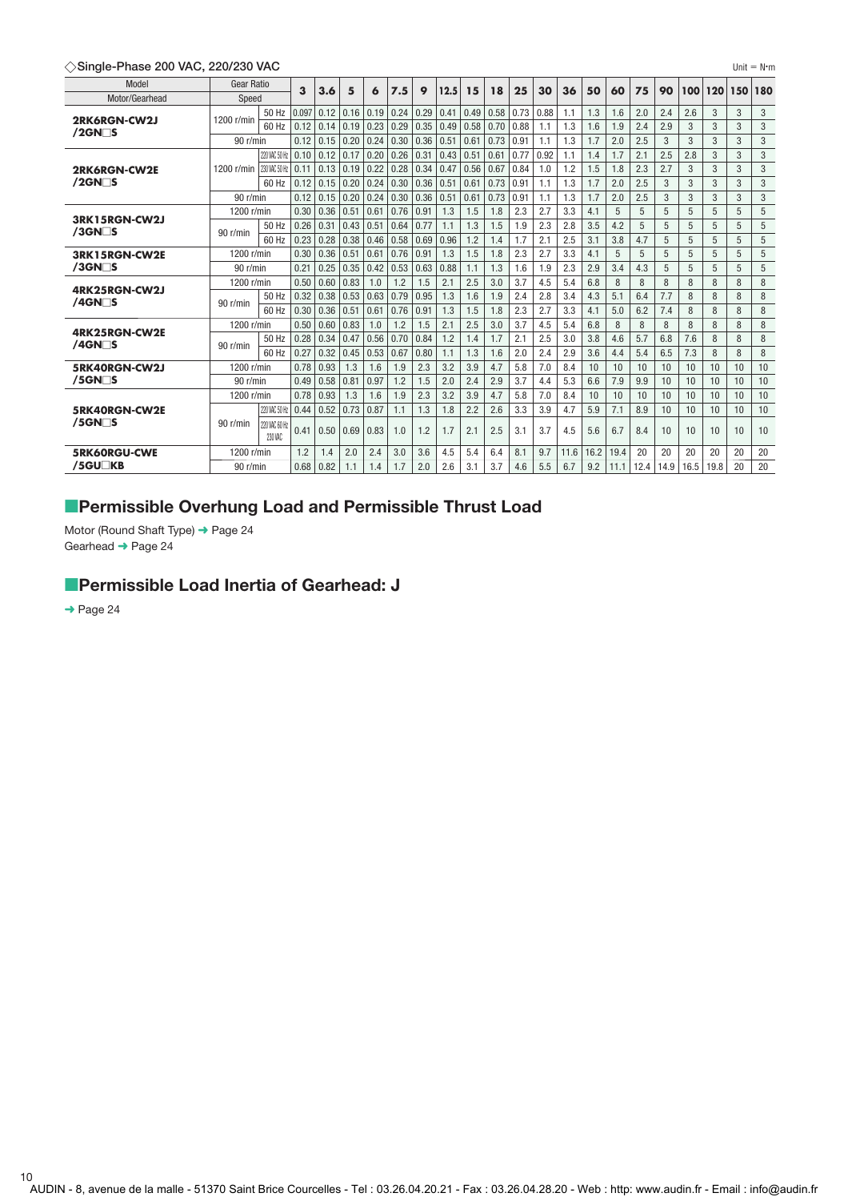◇**Single-Phase 200 VAC, 220/230 VAC**

Unit = N·m

| Model<br>Motor/Gearhead | Gear Ratio<br>Speed | | 3 | 3.6 | 5 | 6 | 7.5 | 9 | 12.5 | 15 | 18 | 25 | 30 | 36 | 50 | 60 | 75 | 90 | 100 | 120 | 150 | 180 |
|---|---|---|---|---|---|---|---|---|---|---|---|---|---|---|---|---|---|---|---|---|---|---|
| **2RK6RGN-CW2J /2GN□S** | 1200 r/min | 50 Hz | 0.097 | 0.12 | 0.16 | 0.19 | 0.24 | 0.29 | 0.41 | 0.49 | 0.58 | 0.73 | 0.88 | 1.1 | 1.3 | 1.6 | 2.0 | 2.4 | 2.6 | 3 | 3 | 3 |
| | | 60 Hz | 0.12 | 0.14 | 0.19 | 0.23 | 0.29 | 0.35 | 0.49 | 0.58 | 0.70 | 0.88 | 1.1 | 1.3 | 1.6 | 1.9 | 2.4 | 2.9 | 3 | 3 | 3 | 3 |
| | 90 r/min | | 0.12 | 0.15 | 0.20 | 0.24 | 0.30 | 0.36 | 0.51 | 0.61 | 0.73 | 0.91 | 1.1 | 1.3 | 1.7 | 2.0 | 2.5 | 3 | 3 | 3 | 3 | 3 |
| **2RK6RGN-CW2E /2GN□S** | 1200 r/min | 220 VAC 50 Hz | 0.10 | 0.12 | 0.17 | 0.20 | 0.26 | 0.31 | 0.43 | 0.51 | 0.61 | 0.77 | 0.92 | 1.1 | 1.4 | 1.7 | 2.1 | 2.5 | 2.8 | 3 | 3 | 3 |
| | | 230 VAC 50 Hz | 0.11 | 0.13 | 0.19 | 0.22 | 0.28 | 0.34 | 0.47 | 0.56 | 0.67 | 0.84 | 1.0 | 1.2 | 1.5 | 1.8 | 2.3 | 2.7 | 3 | 3 | 3 | 3 |
| | | 60 Hz | 0.12 | 0.15 | 0.20 | 0.24 | 0.30 | 0.36 | 0.51 | 0.61 | 0.73 | 0.91 | 1.1 | 1.3 | 1.7 | 2.0 | 2.5 | 3 | 3 | 3 | 3 | 3 |
| | 90 r/min | | 0.12 | 0.15 | 0.20 | 0.24 | 0.30 | 0.36 | 0.51 | 0.61 | 0.73 | 0.91 | 1.1 | 1.3 | 1.7 | 2.0 | 2.5 | 3 | 3 | 3 | 3 | 3 |
| **3RK15RGN-CW2J /3GN□S** | 1200 r/min | | 0.30 | 0.36 | 0.51 | 0.61 | 0.76 | 0.91 | 1.3 | 1.5 | 1.8 | 2.3 | 2.7 | 3.3 | 4.1 | 5 | 5 | 5 | 5 | 5 | 5 | 5 |
| | 90 r/min | 50 Hz | 0.26 | 0.31 | 0.43 | 0.51 | 0.64 | 0.77 | 1.1 | 1.3 | 1.5 | 1.9 | 2.3 | 2.8 | 3.5 | 4.2 | 5 | 5 | 5 | 5 | 5 | 5 |
| | | 60 Hz | 0.23 | 0.28 | 0.38 | 0.46 | 0.58 | 0.69 | 0.96 | 1.2 | 1.4 | 1.7 | 2.1 | 2.5 | 3.1 | 3.8 | 4.7 | 5 | 5 | 5 | 5 | 5 |
| **3RK15RGN-CW2E /3GN□S** | 1200 r/min | | 0.30 | 0.36 | 0.51 | 0.61 | 0.76 | 0.91 | 1.3 | 1.5 | 1.8 | 2.3 | 2.7 | 3.3 | 4.1 | 5 | 5 | 5 | 5 | 5 | 5 | 5 |
| | 90 r/min | | 0.21 | 0.25 | 0.35 | 0.42 | 0.53 | 0.63 | 0.88 | 1.1 | 1.3 | 1.6 | 1.9 | 2.3 | 2.9 | 3.4 | 4.3 | 5 | 5 | 5 | 5 | 5 |
| **4RK25RGN-CW2J /4GN□S** | 1200 r/min | | 0.50 | 0.60 | 0.83 | 1.0 | 1.2 | 1.5 | 2.1 | 2.5 | 3.0 | 3.7 | 4.5 | 5.4 | 6.8 | 8 | 8 | 8 | 8 | 8 | 8 | 8 |
| | 90 r/min | 50 Hz | 0.32 | 0.38 | 0.53 | 0.63 | 0.79 | 0.95 | 1.3 | 1.6 | 1.9 | 2.4 | 2.8 | 3.4 | 4.3 | 5.1 | 6.4 | 7.7 | 8 | 8 | 8 | 8 |
| | | 60 Hz | 0.30 | 0.36 | 0.51 | 0.61 | 0.76 | 0.91 | 1.3 | 1.5 | 1.8 | 2.3 | 2.7 | 3.3 | 4.1 | 5.0 | 6.2 | 7.4 | 8 | 8 | 8 | 8 |
| **4RK25RGN-CW2E /4GN□S** | 1200 r/min | | 0.50 | 0.60 | 0.83 | 1.0 | 1.2 | 1.5 | 2.1 | 2.5 | 3.0 | 3.7 | 4.5 | 5.4 | 6.8 | 8 | 8 | 8 | 8 | 8 | 8 | 8 |
| | 90 r/min | 50 Hz | 0.28 | 0.34 | 0.47 | 0.56 | 0.70 | 0.84 | 1.2 | 1.4 | 1.7 | 2.1 | 2.5 | 3.0 | 3.8 | 4.6 | 5.7 | 6.8 | 7.6 | 8 | 8 | 8 |
| | | 60 Hz | 0.27 | 0.32 | 0.45 | 0.53 | 0.67 | 0.80 | 1.1 | 1.3 | 1.6 | 2.0 | 2.4 | 2.9 | 3.6 | 4.4 | 5.4 | 6.5 | 7.3 | 8 | 8 | 8 |
| **5RK40RGN-CW2J /5GN□S** | 1200 r/min | | 0.78 | 0.93 | 1.3 | 1.6 | 1.9 | 2.3 | 3.2 | 3.9 | 4.7 | 5.8 | 7.0 | 8.4 | 10 | 10 | 10 | 10 | 10 | 10 | 10 | 10 |
| | 90 r/min | | 0.49 | 0.58 | 0.81 | 0.97 | 1.2 | 1.5 | 2.0 | 2.4 | 2.9 | 3.7 | 4.4 | 5.3 | 6.6 | 7.9 | 9.9 | 10 | 10 | 10 | 10 | 10 |
| **5RK40RGN-CW2E /5GN□S** | 1200 r/min | | 0.78 | 0.93 | 1.3 | 1.6 | 1.9 | 2.3 | 3.2 | 3.9 | 4.7 | 5.8 | 7.0 | 8.4 | 10 | 10 | 10 | 10 | 10 | 10 | 10 | 10 |
| | 90 r/min | 220 VAC 50 Hz | 0.44 | 0.52 | 0.73 | 0.87 | 1.1 | 1.3 | 1.8 | 2.2 | 2.6 | 3.3 | 3.9 | 4.7 | 5.9 | 7.1 | 8.9 | 10 | 10 | 10 | 10 | 10 |
| | | 220 VAC 60 Hz<br>230 VAC | 0.41 | 0.50 | 0.69 | 0.83 | 1.0 | 1.2 | 1.7 | 2.1 | 2.5 | 3.1 | 3.7 | 4.5 | 5.6 | 6.7 | 8.4 | 10 | 10 | 10 | 10 | 10 |
| **5RK60RGU-CWE /5GU□KB** | 1200 r/min | | 1.2 | 1.4 | 2.0 | 2.4 | 3.0 | 3.6 | 4.5 | 5.4 | 6.4 | 8.1 | 9.7 | 11.6 | 16.2 | 19.4 | 20 | 20 | 20 | 20 | 20 | 20 |
| | 90 r/min | | 0.68 | 0.82 | 1.1 | 1.4 | 1.7 | 2.0 | 2.6 | 3.1 | 3.7 | 4.6 | 5.5 | 6.7 | 9.2 | 11.1 | 12.4 | 14.9 | 16.5 | 19.8 | 20 | 20 |

## ■Permissible Overhung Load and Permissible Thrust Load

Motor (Round Shaft Type) ➜ Page 24
Gearhead ➜ Page 24

## ■Permissible Load Inertia of Gearhead: J

➜ Page 24

AUDIN - 8, avenue de la malle - 51370 Saint Brice Courcelles - Tel : 03.26.04.20.21 - Fax : 03.26.04.28.20 - Web : http: www.audin.fr - Email : info@audin.fr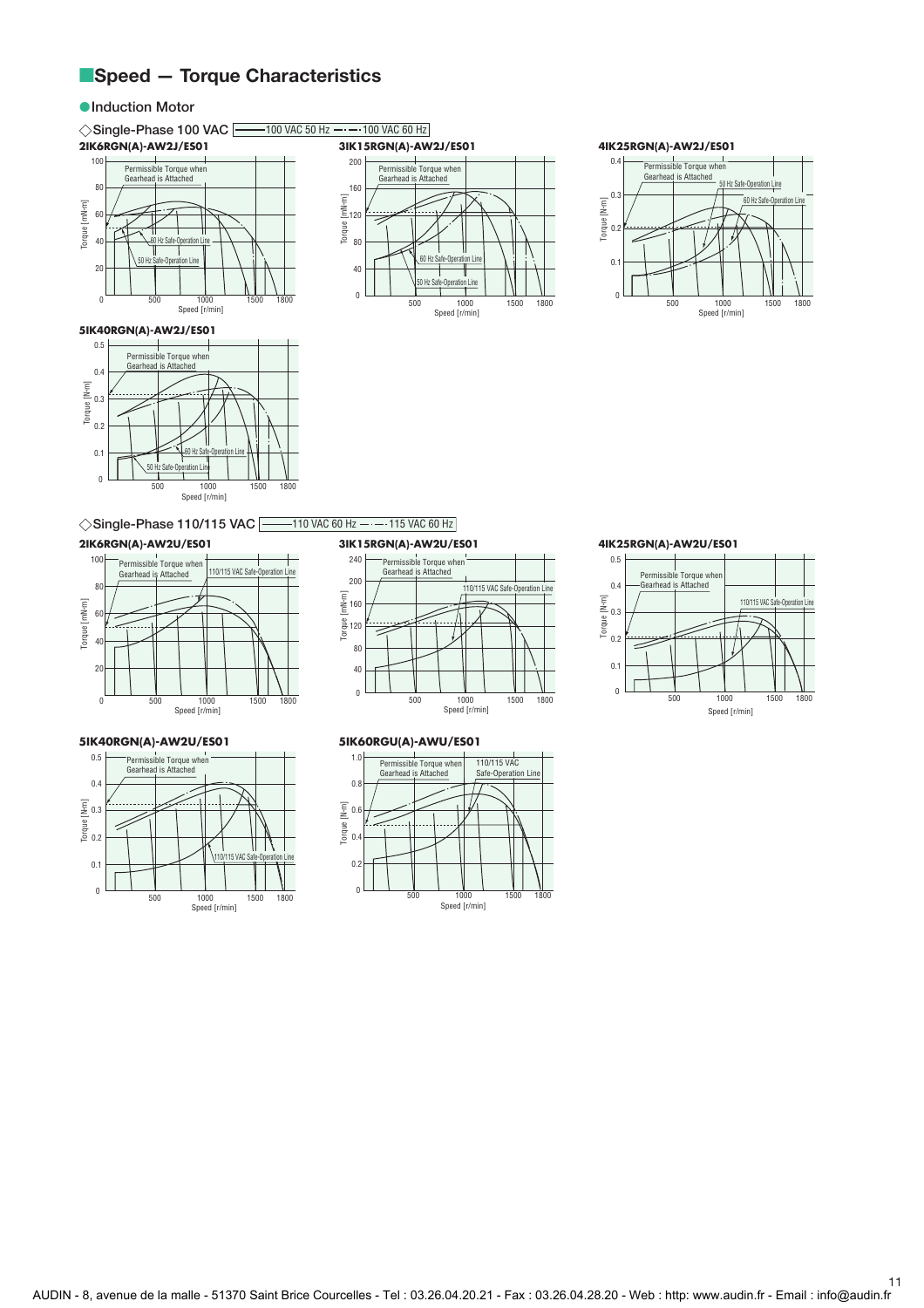## ■Speed — Torque Characteristics

● Induction Motor

◇Single-Phase 100 VAC ── 100 VAC 50 Hz —·— 100 VAC 60 Hz

**2IK6RGN(A)-AW2J/ES01**

Permissible Torque when Gearhead is Attached
60 Hz Safe-Operation Line
50 Hz Safe-Operation Line
Torque [mN·m] 0, 20, 40, 60, 80, 100
Speed [r/min] 500, 1000, 1500, 1800

**3IK15RGN(A)-AW2J/ES01**

Permissible Torque when Gearhead is Attached
60 Hz Safe-Operation Line
50 Hz Safe-Operation Line
Torque [mN·m] 0, 40, 80, 120, 160, 200
Speed [r/min] 500, 1000, 1500, 1800

**4IK25RGN(A)-AW2J/ES01**

Permissible Torque when Gearhead is Attached
50 Hz Safe-Operation Line
60 Hz Safe-Operation Line
Torque [N·m] 0, 0.1, 0.2, 0.3, 0.4
Speed [r/min] 500, 1000, 1500, 1800

**5IK40RGN(A)-AW2J/ES01**

Permissible Torque when Gearhead is Attached
60 Hz Safe-Operation Line
50 Hz Safe-Operation Line
Torque [N·m] 0, 0.1, 0.2, 0.3, 0.4, 0.5
Speed [r/min] 500, 1000, 1500, 1800

◇Single-Phase 110/115 VAC ── 110 VAC 60 Hz —·— 115 VAC 60 Hz

**2IK6RGN(A)-AW2U/ES01**

Permissible Torque when Gearhead is Attached
110/115 VAC Safe-Operation Line
Torque [mN·m] 0, 20, 40, 60, 80, 100
Speed [r/min] 500, 1000, 1500, 1800

**3IK15RGN(A)-AW2U/ES01**

Permissible Torque when Gearhead is Attached
110/115 VAC Safe-Operation Line
Torque [mN·m] 0, 40, 80, 120, 160, 200, 240
Speed [r/min] 500, 1000, 1500, 1800

**4IK25RGN(A)-AW2U/ES01**

Permissible Torque when Gearhead is Attached
110/115 VAC Safe-Operation Line
Torque [N·m] 0, 0.1, 0.2, 0.3, 0.4, 0.5
Speed [r/min] 500, 1000, 1500, 1800

**5IK40RGN(A)-AW2U/ES01**

Permissible Torque when Gearhead is Attached
110/115 VAC Safe-Operation Line
Torque [N·m] 0, 0.1, 0.2, 0.3, 0.4, 0.5
Speed [r/min] 500, 1000, 1500, 1800

**5IK60RGU(A)-AWU/ES01**

Permissible Torque when Gearhead is Attached
110/115 VAC Safe-Operation Line
Torque [N·m] 0, 0.2, 0.4, 0.6, 0.8, 1.0
Speed [r/min] 500, 1000, 1500, 1800

AUDIN - 8, avenue de la malle - 51370 Saint Brice Courcelles - Tel : 03.26.04.20.21 - Fax : 03.26.04.28.20 - Web : http: www.audin.fr - Email : info@audin.fr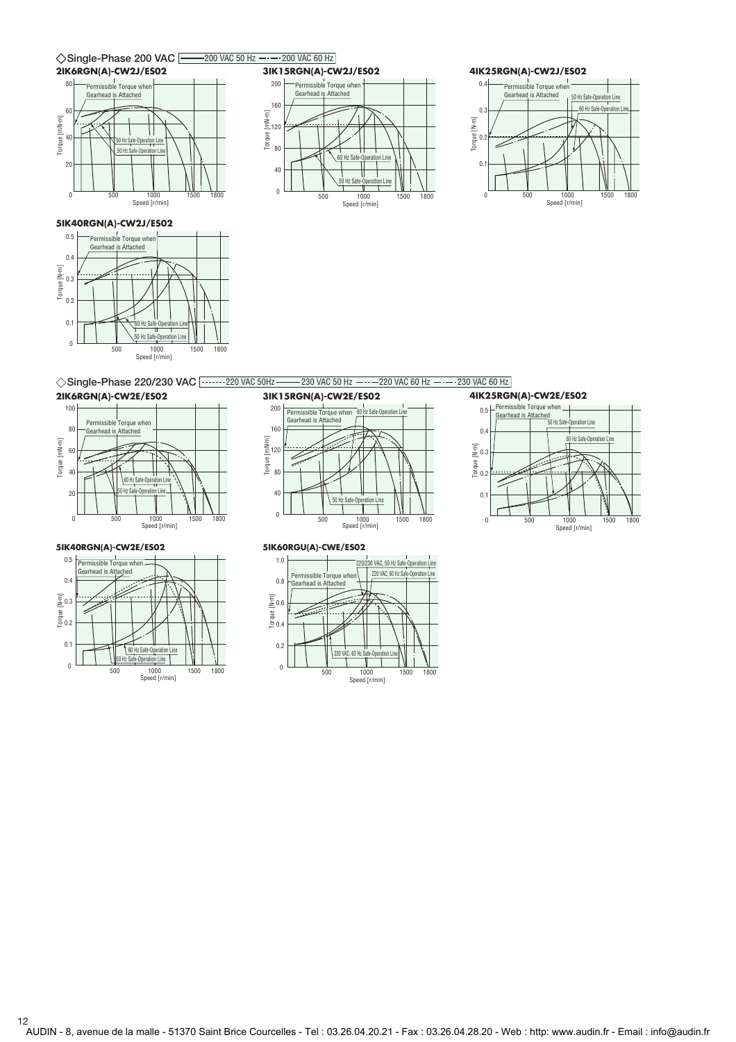### ◇Single-Phase 200 VAC

—— 200 VAC 50 Hz —·—·200 VAC 60 Hz

**2IK6RGN(A)-CW2J/ES02**

Permissible Torque when Gearhead is Attached

60 Hz Safe-Operation Line

50 Hz Safe-Operation Line

Torque [mN·m]

Speed [r/min]

**3IK15RGN(A)-CW2J/ES02**

Permissible Torque when Gearhead is Attached

60 Hz Safe-Operation Line

50 Hz Safe-Operation Line

Torque [mN·m]

Speed [r/min]

**4IK25RGN(A)-CW2J/ES02**

Permissible Torque when Gearhead is Attached

50 Hz Safe-Operation Line

60 Hz Safe-Operation Line

Torque [N·m]

Speed [r/min]

**5IK40RGN(A)-CW2J/ES02**

Permissible Torque when Gearhead is Attached

60 Hz Safe-Operation Line

50 Hz Safe-Operation Line

Torque [N·m]

Speed [r/min]

### ◇Single-Phase 220/230 VAC

-------220 VAC 50Hz ——230 VAC 50 Hz —·—220 VAC 60 Hz —·—·230 VAC 60 Hz

**2IK6RGN(A)-CW2E/ES02**

Permissible Torque when Gearhead is Attached

60 Hz Safe-Operation Line

50 Hz Safe-Operation Line

Torque [mN·m]

Speed [r/min]

**3IK15RGN(A)-CW2E/ES02**

Permissible Torque when Gearhead is Attached

60 Hz Safe-Operation Line

50 Hz Safe-Operation Line

Torque [mN·m]

Speed [r/min]

**4IK25RGN(A)-CW2E/ES02**

Permissible Torque when Gearhead is Attached

50 Hz Safe-Operation Line

60 Hz Safe-Operation Line

Torque [N·m]

Speed [r/min]

**5IK40RGN(A)-CW2E/ES02**

Permissible Torque when Gearhead is Attached

60 Hz Safe-Operation Line

50 Hz Safe-Operation Line

Torque [N·m]

Speed [r/min]

**5IK60RGU(A)-CWE/ES02**

Permissible Torque when Gearhead is Attached

220/230 VAC, 50 Hz Safe-Operation Line

220 VAC, 60 Hz Safe-Operation Line

230 VAC, 60 Hz Safe-Operation Line

Torque [N·m]

Speed [r/min]

AUDIN - 8, avenue de la malle - 51370 Saint Brice Courcelles - Tel : 03.26.04.20.21 - Fax : 03.26.04.28.20 - Web : http: www.audin.fr - Email : info@audin.fr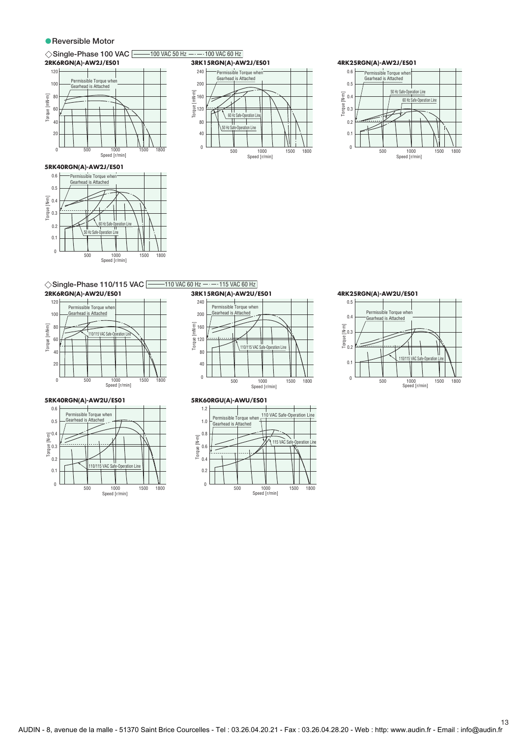## ●Reversible Motor

### ◇Single-Phase 100 VAC

——100 VAC 50 Hz —·—·100 VAC 60 Hz

**2RK6RGN(A)-AW2J/ES01**

Permissible Torque when Gearhead is Attached

Torque [mN·m] — Speed [r/min]

**3RK15RGN(A)-AW2J/ES01**

Permissible Torque when Gearhead is Attached

60 Hz Safe-Operation Line

50 Hz Safe-Operation Line

Torque [mN·m] — Speed [r/min]

**4RK25RGN(A)-AW2J/ES01**

Permissible Torque when Gearhead is Attached

50 Hz Safe-Operation Line

60 Hz Safe-Operation Line

Torque [N·m] — Speed [r/min]

**5RK40RGN(A)-AW2J/ES01**

Permissible Torque when Gearhead is Attached

60 Hz Safe-Operation Line

50 Hz Safe-Operation Line

Torque [N·m] — Speed [r/min]

### ◇Single-Phase 110/115 VAC

——110 VAC 60 Hz —·—·115 VAC 60 Hz

**2RK6RGN(A)-AW2U/ES01**

Permissible Torque when Gearhead is Attached

110/115 VAC Safe-Operation Line

Torque [mN·m] — Speed [r/min]

**3RK15RGN(A)-AW2U/ES01**

Permissible Torque when Gearhead is Attached

110/115 VAC Safe-Operation Line

Torque [mN·m] — Speed [r/min]

**4RK25RGN(A)-AW2U/ES01**

Permissible Torque when Gearhead is Attached

110/115 VAC Safe-Operation Line

Torque [N·m] — Speed [r/min]

**5RK40RGN(A)-AW2U/ES01**

Permissible Torque when Gearhead is Attached

110/115 VAC Safe-Operation Line

Torque [N·m] — Speed [r/min]

**5RK60RGU(A)-AWU/ES01**

Permissible Torque when Gearhead is Attached

110 VAC Safe-Operation Line

115 VAC Safe-Operation Line

Torque [N·m] — Speed [r/min]

AUDIN - 8, avenue de la malle - 51370 Saint Brice Courcelles - Tel : 03.26.04.20.21 - Fax : 03.26.04.28.20 - Web : http: www.audin.fr - Email : info@audin.fr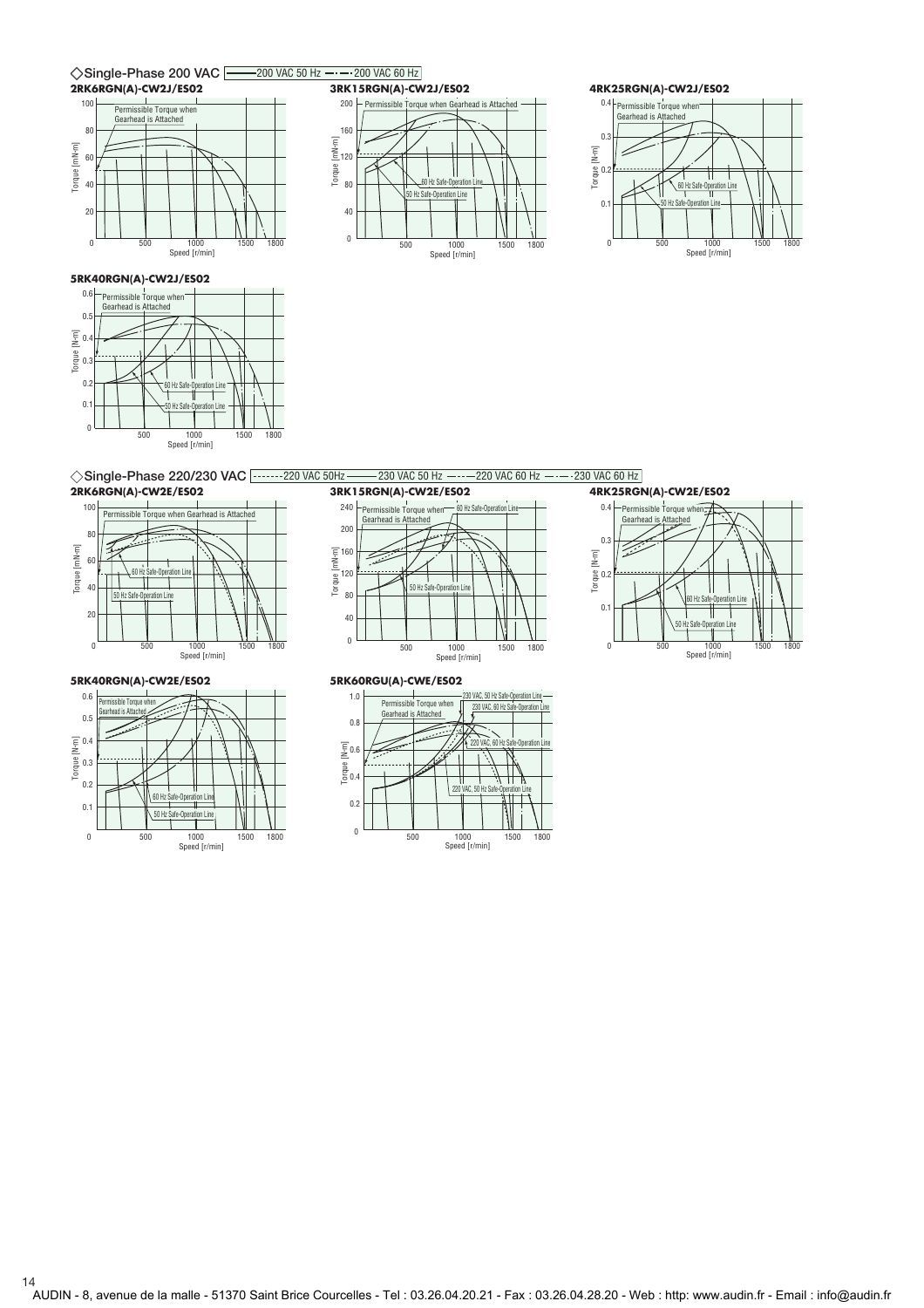◇Single-Phase 200 VAC — 200 VAC 50 Hz —·— 200 VAC 60 Hz

**2RK6RGN(A)-CW2J/ES02**

Permissible Torque when Gearhead is Attached

Torque [mN·m] / Speed [r/min]

**3RK15RGN(A)-CW2J/ES02**

Permissible Torque when Gearhead is Attached

60 Hz Safe-Operation Line

50 Hz Safe-Operation Line

Torque [mN·m] / Speed [r/min]

**4RK25RGN(A)-CW2J/ES02**

Permissible Torque when Gearhead is Attached

60 Hz Safe-Operation Line

50 Hz Safe-Operation Line

Torque [N·m] / Speed [r/min]

**5RK40RGN(A)-CW2J/ES02**

Permissible Torque when Gearhead is Attached

60 Hz Safe-Operation Line

50 Hz Safe-Operation Line

Torque [N·m] / Speed [r/min]

◇Single-Phase 220/230 VAC ------- 220 VAC 50Hz ——— 230 VAC 50 Hz —·-— 220 VAC 60 Hz —·—·— 230 VAC 60 Hz

**2RK6RGN(A)-CW2E/ES02**

Permissible Torque when Gearhead is Attached

60 Hz Safe-Operation Line

50 Hz Safe-Operation Line

Torque [mN·m] / Speed [r/min]

**3RK15RGN(A)-CW2E/ES02**

Permissible Torque when Gearhead is Attached

60 Hz Safe-Operation Line

50 Hz Safe-Operation Line

Torque [mN·m] / Speed [r/min]

**4RK25RGN(A)-CW2E/ES02**

Permissible Torque when Gearhead is Attached

60 Hz Safe-Operation Line

50 Hz Safe-Operation Line

Torque [N·m] / Speed [r/min]

**5RK40RGN(A)-CW2E/ES02**

Permissible Torque when Gearhead is Attached

60 Hz Safe-Operation Line

50 Hz Safe-Operation Line

Torque [N·m] / Speed [r/min]

**5RK60RGU(A)-CWE/ES02**

Permissible Torque when Gearhead is Attached

230 VAC, 50 Hz Safe-Operation Line

230 VAC, 60 Hz Safe-Operation Line

220 VAC, 60 Hz Safe-Operation Line

220 VAC, 50 Hz Safe-Operation Line

Torque [N·m] / Speed [r/min]

AUDIN - 8, avenue de la malle - 51370 Saint Brice Courcelles - Tel : 03.26.04.20.21 - Fax : 03.26.04.28.20 - Web : http: www.audin.fr - Email : info@audin.fr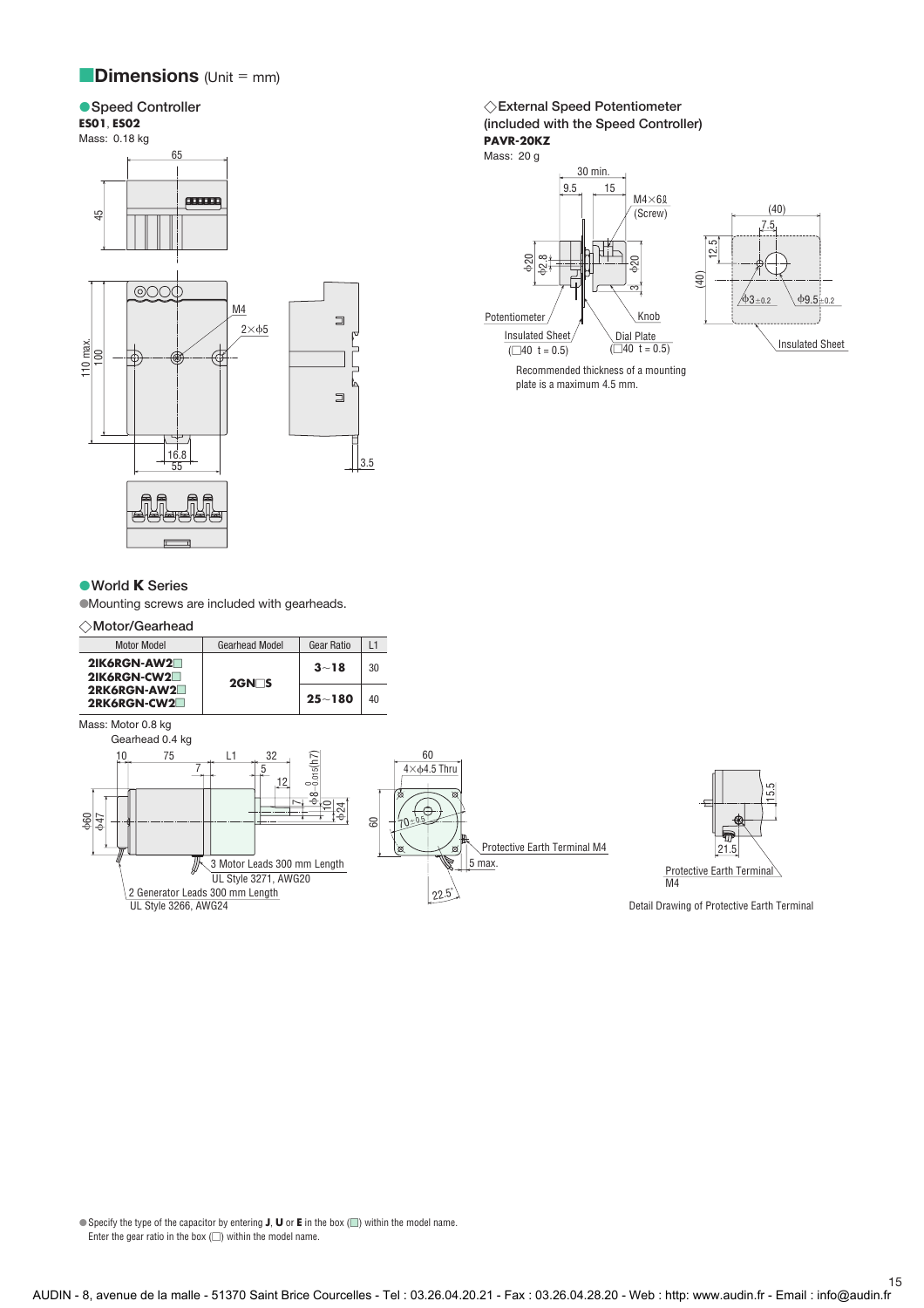## Dimensions (Unit = mm)

● Speed Controller

**ES01**, **ES02**

Mass: 0.18 kg

◇ External Speed Potentiometer (included with the Speed Controller)

**PAVR-20KZ**

Mass: 20 g

Recommended thickness of a mounting plate is a maximum 4.5 mm.

● World **K** Series

●Mounting screws are included with gearheads.

◇ Motor/Gearhead

| Motor Model | Gearhead Model | Gear Ratio | L1 |
|---|---|---|---|
| **2IK6RGN-AW2□** **2IK6RGN-CW2□** **2RK6RGN-AW2□** **2RK6RGN-CW2□** | **2GN□S** | **3~18** | 30 |
| | | **25~180** | 40 |

Mass: Motor 0.8 kg

Gearhead 0.4 kg

3 Motor Leads 300 mm Length UL Style 3271, AWG20

2 Generator Leads 300 mm Length UL Style 3266, AWG24

Protective Earth Terminal M4

Detail Drawing of Protective Earth Terminal

● Specify the type of the capacitor by entering **J**, **U** or **E** in the box (□) within the model name.
Enter the gear ratio in the box (□) within the model name.

AUDIN - 8, avenue de la malle - 51370 Saint Brice Courcelles - Tel : 03.26.04.20.21 - Fax : 03.26.04.28.20 - Web : http: www.audin.fr - Email : info@audin.fr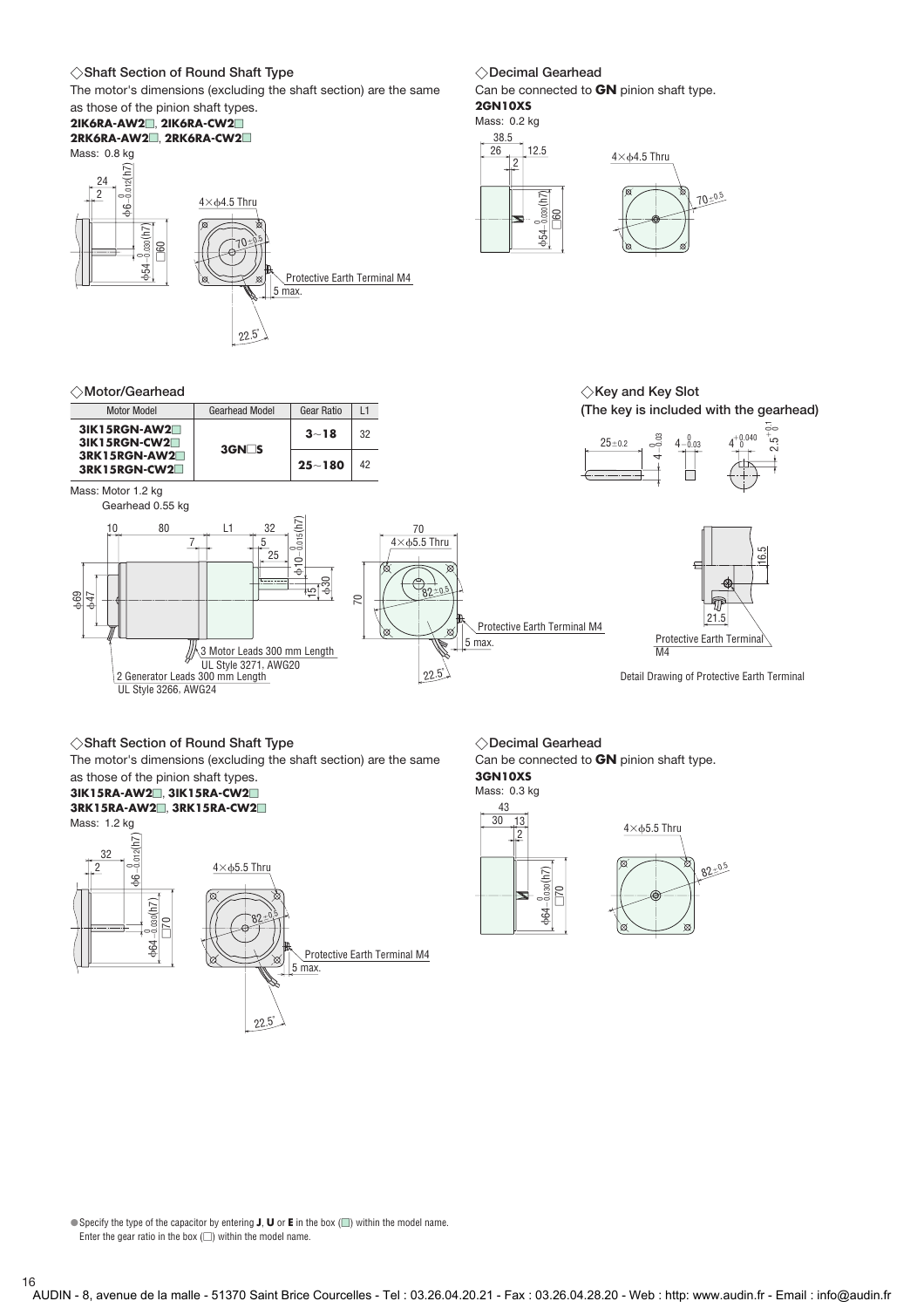### ◇Shaft Section of Round Shaft Type

The motor's dimensions (excluding the shaft section) are the same as those of the pinion shaft types.

**2IK6RA-AW2□, 2IK6RA-CW2□**
**2RK6RA-AW2□, 2RK6RA-CW2□**

Mass: 0.8 kg

24
2
$\phi 6^{\ 0}_{-0.012}$(h7)
$\phi 54^{\ 0}_{-0.030}$(h7)
□60
4×φ4.5 Thru
$70^{\pm 0.5}$
Protective Earth Terminal M4
5 max.
22.5˚

### ◇Decimal Gearhead

Can be connected to **GN** pinion shaft type.

**2GN10XS**

Mass: 0.2 kg

38.5
26
12.5
2
$\phi 54^{\ 0}_{-0.030}$(h7)
□60
4×φ4.5 Thru
$70^{\pm 0.5}$

### ◇Motor/Gearhead

| Motor Model | Gearhead Model | Gear Ratio | L1 |
|---|---|---|---|
| **3IK15RGN-AW2□** **3IK15RGN-CW2□** **3RK15RGN-AW2□** **3RK15RGN-CW2□** | **3GN□S** | **3～18** | 32 |
| | | **25～180** | 42 |

Mass: Motor 1.2 kg
Gearhead 0.55 kg

10
80
L1
32
7
5
25
$\phi 10^{\ 0}_{-0.015}$(h7)
15
φ30
φ69
φ47
70
70
4×φ5.5 Thru
$82^{\pm 0.5}$
Protective Earth Terminal M4
5 max.
22.5˚
3 Motor Leads 300 mm Length
UL Style 3271, AWG20
2 Generator Leads 300 mm Length
UL Style 3266, AWG24

### ◇Key and Key Slot
**(The key is included with the gearhead)**

$25^{\pm 0.2}$
$4^{\ 0}_{-0.03}$
$4^{\ 0}_{-0.03}$
$4^{+0.040}_{\ 0}$
$2.5^{+0.1}_{\ 0}$

16.5
21.5
Protective Earth Terminal M4

Detail Drawing of Protective Earth Terminal

### ◇Shaft Section of Round Shaft Type

The motor's dimensions (excluding the shaft section) are the same as those of the pinion shaft types.

**3IK15RA-AW2□, 3IK15RA-CW2□**
**3RK15RA-AW2□, 3RK15RA-CW2□**

Mass: 1.2 kg

32
2
$\phi 6^{\ 0}_{-0.012}$(h7)
$\phi 64^{\ 0}_{-0.030}$(h7)
□70
4×φ5.5 Thru
$82^{\pm 0.5}$
Protective Earth Terminal M4
5 max.
22.5˚

### ◇Decimal Gearhead

Can be connected to **GN** pinion shaft type.

**3GN10XS**

Mass: 0.3 kg

43
30
13
2
$\phi 64^{\ 0}_{-0.030}$(h7)
□70
4×φ5.5 Thru
$82^{\pm 0.5}$

● Specify the type of the capacitor by entering **J**, **U** or **E** in the box (□) within the model name.
Enter the gear ratio in the box (□) within the model name.

AUDIN - 8, avenue de la malle - 51370 Saint Brice Courcelles - Tel : 03.26.04.20.21 - Fax : 03.26.04.28.20 - Web : http: www.audin.fr - Email : info@audin.fr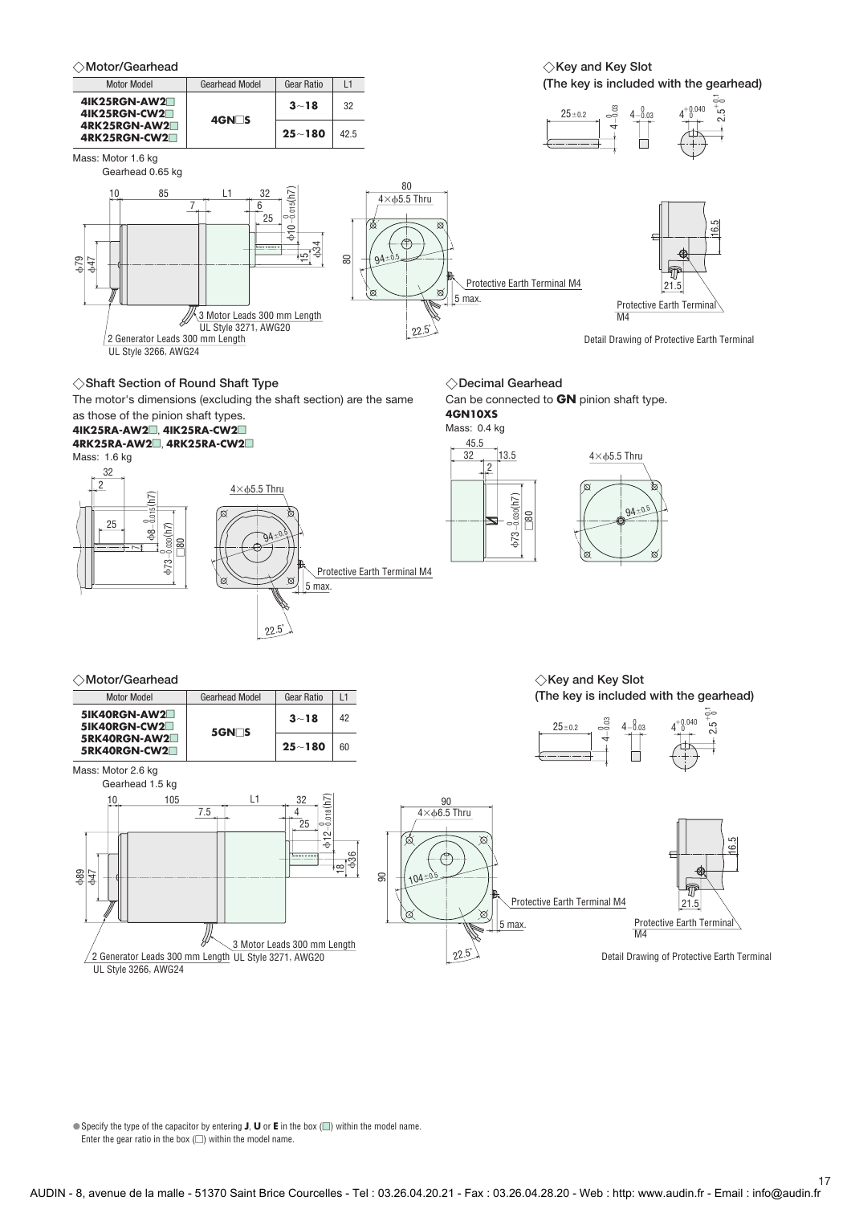### ◇Motor/Gearhead

| Motor Model | Gearhead Model | Gear Ratio | L1 |
|---|---|---|---|
| **4IK25RGN-AW2□** **4IK25RGN-CW2□** **4RK25RGN-AW2□** **4RK25RGN-CW2□** | **4GN□S** | **3~18** | 32 |
| | | **25~180** | 42.5 |

Mass: Motor 1.6 kg
Gearhead 0.65 kg

3 Motor Leads 300 mm Length UL Style 3271, AWG20

2 Generator Leads 300 mm Length UL Style 3266, AWG24

Protective Earth Terminal M4

Detail Drawing of Protective Earth Terminal

### ◇Key and Key Slot
**(The key is included with the gearhead)**

### ◇Shaft Section of Round Shaft Type

The motor's dimensions (excluding the shaft section) are the same as those of the pinion shaft types.

**4IK25RA-AW2□**, **4IK25RA-CW2□**
**4RK25RA-AW2□**, **4RK25RA-CW2□**

Mass: 1.6 kg

Protective Earth Terminal M4

### ◇Decimal Gearhead

Can be connected to **GN** pinion shaft type.

**4GN10XS**

Mass: 0.4 kg

### ◇Motor/Gearhead

| Motor Model | Gearhead Model | Gear Ratio | L1 |
|---|---|---|---|
| **5IK40RGN-AW2□** **5IK40RGN-CW2□** **5RK40RGN-AW2□** **5RK40RGN-CW2□** | **5GN□S** | **3~18** | 42 |
| | | **25~180** | 60 |

Mass: Motor 2.6 kg
Gearhead 1.5 kg

3 Motor Leads 300 mm Length UL Style 3271, AWG20

2 Generator Leads 300 mm Length UL Style 3266, AWG24

Protective Earth Terminal M4

Detail Drawing of Protective Earth Terminal

### ◇Key and Key Slot
**(The key is included with the gearhead)**

- Specify the type of the capacitor by entering **J**, **U** or **E** in the box (□) within the model name.
  Enter the gear ratio in the box (□) within the model name.

AUDIN - 8, avenue de la malle - 51370 Saint Brice Courcelles - Tel : 03.26.04.20.21 - Fax : 03.26.04.28.20 - Web : http: www.audin.fr - Email : info@audin.fr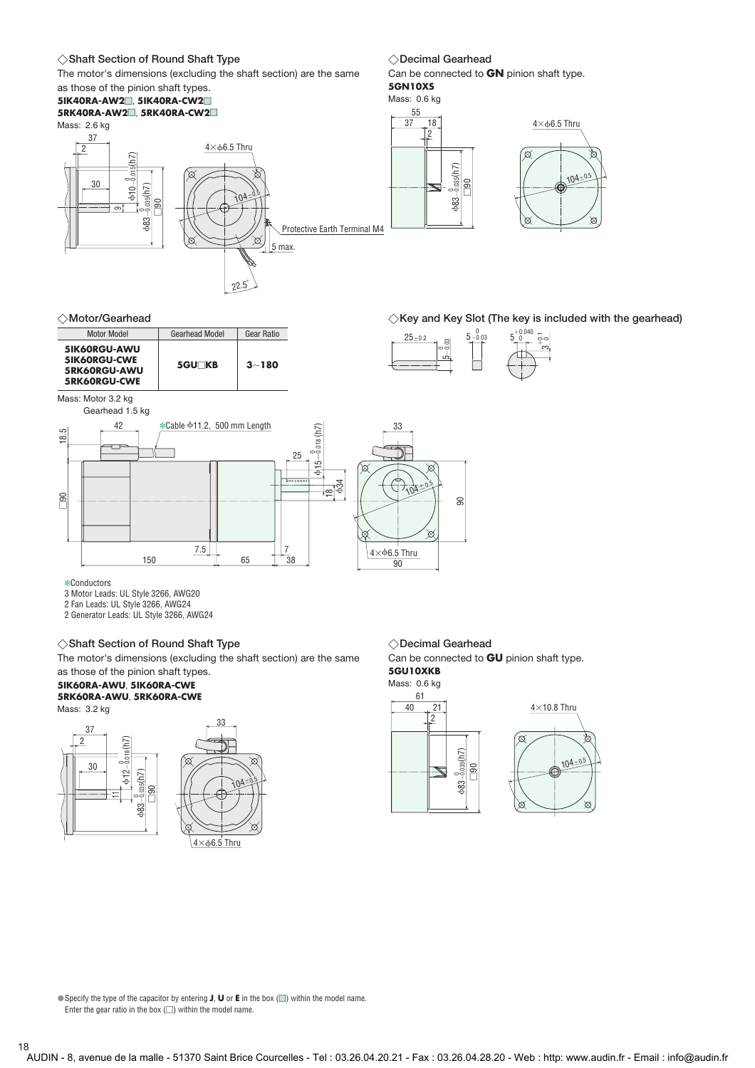### ◇Shaft Section of Round Shaft Type

The motor's dimensions (excluding the shaft section) are the same as those of the pinion shaft types.

**5IK40RA-AW2□, 5IK40RA-CW2□**
**5RK40RA-AW2□, 5RK40RA-CW2□**

Mass: 2.6 kg

37, 2, 30, 9, $\phi10^{\ 0}_{-0.015}$(h7), $\phi83^{\ 0}_{-0.035}$(h7), □90, 4×$\phi$6.5 Thru, 104±0.5, Protective Earth Terminal M4, 5 max., 22.5°

### ◇Decimal Gearhead

Can be connected to **GN** pinion shaft type.

**5GN10XS**

Mass: 0.6 kg

55, 37, 18, 2, $\phi83^{\ 0}_{-0.035}$(h7), □90, 4×$\phi$6.5 Thru, 104±0.5

### ◇Motor/Gearhead

| Motor Model | Gearhead Model | Gear Ratio |
|---|---|---|
| **5IK60RGU-AWU**<br>**5IK60RGU-CWE**<br>**5RK60RGU-AWU**<br>**5RK60RGU-CWE** | **5GU□KB** | **3～180** |

Mass: Motor 3.2 kg
Gearhead 1.5 kg

### ◇Key and Key Slot (The key is included with the gearhead)

25±0.2, $5^{\ 0}_{-0.03}$, $5^{\ 0}_{-0.03}$, $5^{+0.040}_{\ 0}$, $3^{+0.1}_{\ 0}$

18.5, 42, ✻Cable $\phi$11.2, 500 mm Length, 25, $\phi15^{\ 0}_{-0.018}$(h7), 18, $\phi$34, □90, 7.5, 150, 65, 7, 38, 33, 104±0.5, 90, 4×$\phi$6.5 Thru, 90

✻Conductors
3 Motor Leads: UL Style 3266, AWG20
2 Fan Leads: UL Style 3266, AWG24
2 Generator Leads: UL Style 3266, AWG24

### ◇Shaft Section of Round Shaft Type

The motor's dimensions (excluding the shaft section) are the same as those of the pinion shaft types.

**5IK60RA-AWU, 5IK60RA-CWE**
**5RK60RA-AWU, 5RK60RA-CWE**

Mass: 3.2 kg

37, 2, 30, 11, $\phi12^{\ 0}_{-0.018}$(h7), $\phi83^{\ 0}_{-0.035}$(h7), □90, 33, 104±0.5, 4×$\phi$6.5 Thru

### ◇Decimal Gearhead

Can be connected to **GU** pinion shaft type.

**5GU10XKB**

Mass: 0.6 kg

61, 40, 21, 2, $\phi83^{\ 0}_{-0.035}$(h7), □90, 4×10.8 Thru, 104±0.5

● Specify the type of the capacitor by entering **J**, **U** or **E** in the box (□) within the model name.
Enter the gear ratio in the box (□) within the model name.

AUDIN - 8, avenue de la malle - 51370 Saint Brice Courcelles - Tel : 03.26.04.20.21 - Fax : 03.26.04.28.20 - Web : http: www.audin.fr - Email : info@audin.fr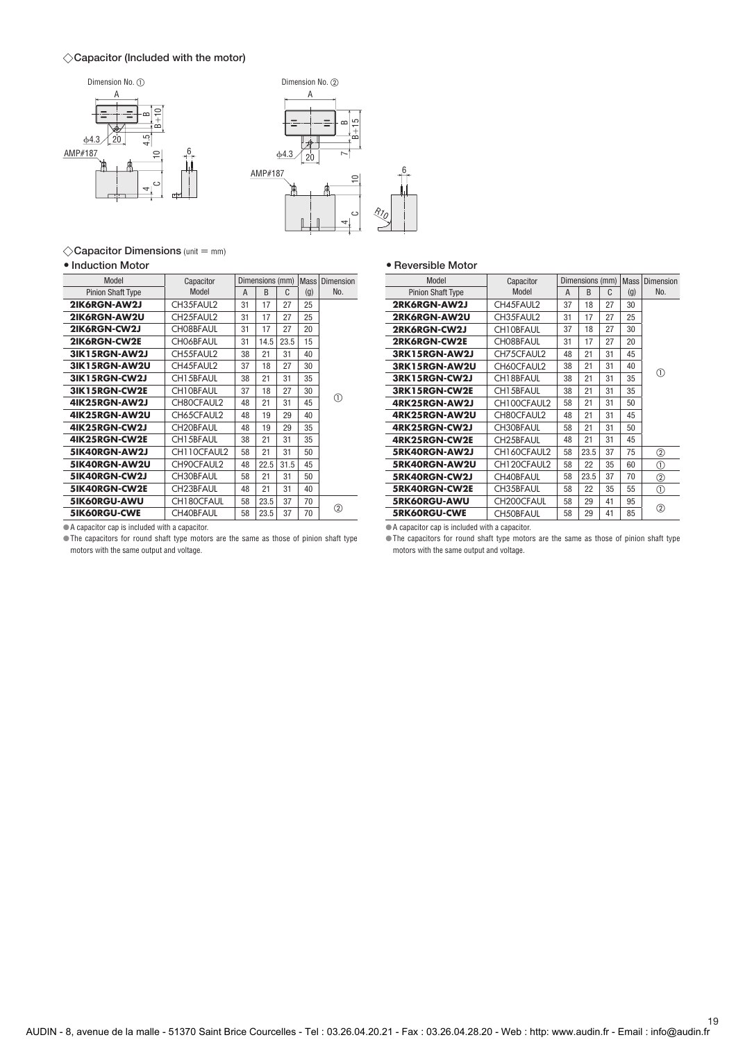◇Capacitor (Included with the motor)

Dimension No. ①

Dimension No. ②

◇Capacitor Dimensions (unit = mm)

• Induction Motor

| Model Pinion Shaft Type | Capacitor Model | Dimensions (mm) | | | Mass (g) | Dimension No. |
|---|---|---|---|---|---|---|
| | | A | B | C | | |
| 2IK6RGN-AW2J | CH35FAUL2 | 31 | 17 | 27 | 25 | ① |
| 2IK6RGN-AW2U | CH25FAUL2 | 31 | 17 | 27 | 25 | ① |
| 2IK6RGN-CW2J | CH08BFAUL | 31 | 17 | 27 | 20 | ① |
| 2IK6RGN-CW2E | CH06BFAUL | 31 | 14.5 | 23.5 | 15 | ① |
| 3IK15RGN-AW2J | CH55FAUL2 | 38 | 21 | 31 | 40 | ① |
| 3IK15RGN-AW2U | CH45FAUL2 | 37 | 18 | 27 | 30 | ① |
| 3IK15RGN-CW2J | CH15BFAUL | 38 | 21 | 31 | 35 | ① |
| 3IK15RGN-CW2E | CH10BFAUL | 37 | 18 | 27 | 30 | ① |
| 4IK25RGN-AW2J | CH80CFAUL2 | 48 | 21 | 31 | 45 | ① |
| 4IK25RGN-AW2U | CH65CFAUL2 | 48 | 19 | 29 | 40 | ① |
| 4IK25RGN-CW2J | CH20BFAUL | 48 | 19 | 29 | 35 | ① |
| 4IK25RGN-CW2E | CH15BFAUL | 38 | 21 | 31 | 35 | ① |
| 5IK40RGN-AW2J | CH110CFAUL2 | 58 | 21 | 31 | 50 | ① |
| 5IK40RGN-AW2U | CH90CFAUL2 | 48 | 22.5 | 31.5 | 45 | ① |
| 5IK40RGN-CW2J | CH30BFAUL | 58 | 21 | 31 | 50 | ① |
| 5IK40RGN-CW2E | CH23BFAUL | 48 | 21 | 31 | 40 | ① |
| 5IK60RGU-AWU | CH180CFAUL | 58 | 23.5 | 37 | 70 | ② |
| 5IK60RGU-CWE | CH40BFAUL | 58 | 23.5 | 37 | 70 | ② |

● A capacitor cap is included with a capacitor.

● The capacitors for round shaft type motors are the same as those of pinion shaft type motors with the same output and voltage.

• Reversible Motor

| Model Pinion Shaft Type | Capacitor Model | Dimensions (mm) | | | Mass (g) | Dimension No. |
|---|---|---|---|---|---|---|
| | | A | B | C | | |
| 2RK6RGN-AW2J | CH45FAUL2 | 37 | 18 | 27 | 30 | ① |
| 2RK6RGN-AW2U | CH35FAUL2 | 31 | 17 | 27 | 25 | ① |
| 2RK6RGN-CW2J | CH10BFAUL | 37 | 18 | 27 | 30 | ① |
| 2RK6RGN-CW2E | CH08BFAUL | 31 | 17 | 27 | 20 | ① |
| 3RK15RGN-AW2J | CH75CFAUL2 | 48 | 21 | 31 | 45 | ① |
| 3RK15RGN-AW2U | CH60CFAUL2 | 38 | 21 | 31 | 40 | ① |
| 3RK15RGN-CW2J | CH18BFAUL | 38 | 21 | 31 | 35 | ① |
| 3RK15RGN-CW2E | CH15BFAUL | 38 | 21 | 31 | 35 | ① |
| 4RK25RGN-AW2J | CH100CFAUL2 | 58 | 21 | 31 | 50 | ① |
| 4RK25RGN-AW2U | CH80CFAUL2 | 48 | 21 | 31 | 45 | ① |
| 4RK25RGN-CW2J | CH30BFAUL | 58 | 21 | 31 | 50 | ① |
| 4RK25RGN-CW2E | CH25BFAUL | 48 | 21 | 31 | 45 | ① |
| 5RK40RGN-AW2J | CH160CFAUL2 | 58 | 23.5 | 37 | 75 | ② |
| 5RK40RGN-AW2U | CH120CFAUL2 | 58 | 22 | 35 | 60 | ① |
| 5RK40RGN-CW2J | CH40BFAUL | 58 | 23.5 | 37 | 70 | ② |
| 5RK40RGN-CW2E | CH35BFAUL | 58 | 22 | 35 | 55 | ① |
| 5RK60RGU-AWU | CH200CFAUL | 58 | 29 | 41 | 95 | ② |
| 5RK60RGU-CWE | CH50BFAUL | 58 | 29 | 41 | 85 | ② |

● A capacitor cap is included with a capacitor.

● The capacitors for round shaft type motors are the same as those of pinion shaft type motors with the same output and voltage.

AUDIN - 8, avenue de la malle - 51370 Saint Brice Courcelles - Tel : 03.26.04.20.21 - Fax : 03.26.04.28.20 - Web : http: www.audin.fr - Email : info@audin.fr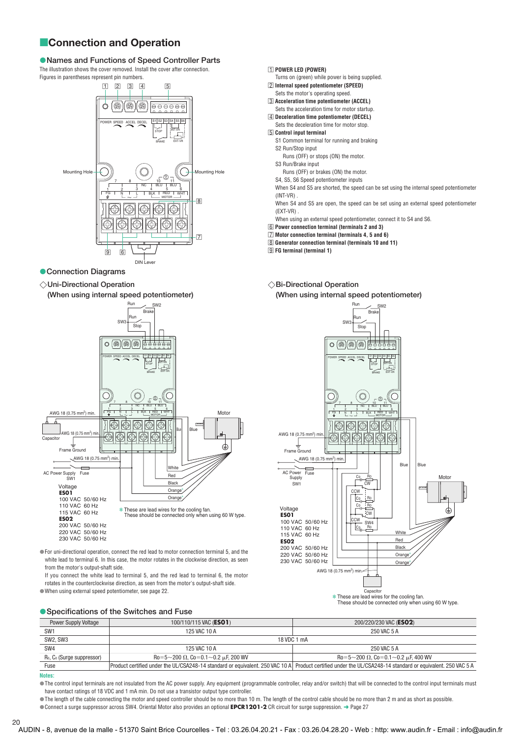## Connection and Operation

### Names and Functions of Speed Controller Parts

The illustration shows the cover removed. Install the cover after connection.
Figures in parentheses represent pin numbers.

1. **POWER LED (POWER)**
   Turns on (green) while power is being supplied.
2. **Internal speed potentiometer (SPEED)**
   Sets the motor's operating speed.
3. **Acceleration time potentiometer (ACCEL)**
   Sets the acceleration time for motor startup.
4. **Deceleration time potentiometer (DECEL)**
   Sets the deceleration time for motor stop.
5. **Control input terminal**
   S1 Common terminal for running and braking
   S2 Run/Stop input
   Runs (OFF) or stops (ON) the motor.
   S3 Run/Brake input
   Runs (OFF) or brakes (ON) the motor.
   S4, S5, S6 Speed potentiometer inputs
   When S4 and S5 are shorted, the speed can be set using the internal speed potentiometer (INT-VR) .
   When S4 and S5 are open, the speed can be set using an external speed potentiometer (EXT-VR) .
   When using an external speed potentiometer, connect it to S4 and S6.
6. **Power connection terminal (terminals 2 and 3)**
7. **Motor connection terminal (terminals 4, 5 and 6)**
8. **Generator connection terminal (terminals 10 and 11)**
9. **FG terminal (terminal 1)**

### Connection Diagrams

#### ◇Uni-Directional Operation (When using internal speed potentiometer)

Voltage
**ES01**
100 VAC 50/60 Hz
110 VAC 60 Hz
115 VAC 60 Hz
**ES02**
200 VAC 50/60 Hz
220 VAC 50/60 Hz
230 VAC 50/60 Hz

✻ These are lead wires for the cooling fan.
These should be connected only when using 60 W type.

- For uni-directional operation, connect the red lead to motor connection terminal 5, and the white lead to terminal 6. In this case, the motor rotates in the clockwise direction, as seen from the motor's output-shaft side.
  If you connect the white lead to terminal 5, and the red lead to terminal 6, the motor rotates in the counterclockwise direction, as seen from the motor's output-shaft side.
- When using external speed potentiometer, see page 22.

#### ◇Bi-Directional Operation (When using internal speed potentiometer)

Voltage
**ES01**
100 VAC 50/60 Hz
110 VAC 60 Hz
115 VAC 60 Hz
**ES02**
200 VAC 50/60 Hz
220 VAC 50/60 Hz
230 VAC 50/60 Hz

✻ These are lead wires for the cooling fan.
These should be connected only when using 60 W type.

### Specifications of the Switches and Fuse

| Power Supply Voltage | 100/110/115 VAC (**ES01**) | 200/220/230 VAC (**ES02**) |
|---|---|---|
| SW1 | 125 VAC 10 A | 250 VAC 5 A |
| SW2, SW3 | 18 VDC 1 mA | |
| SW4 | 125 VAC 10 A | 250 VAC 5 A |
| $R_0$, $C_0$ (Surge suppressor) | Ro=5~200 Ω, Co=0.1~0.2 µF, 200 WV | Ro=5~200 Ω, Co=0.1~0.2 µF, 400 WV |
| Fuse | Product certified under the UL/CSA248-14 standard or equivalent. 250 VAC 10 A | Product certified under the UL/CSA248-14 standard or equivalent. 250 VAC 5 A |

**Notes:**

- The control input terminals are not insulated from the AC power supply. Any equipment (programmable controller, relay and/or switch) that will be connected to the control input terminals must have contact ratings of 18 VDC and 1 mA min. Do not use a transistor output type controller.
- The length of the cable connecting the motor and speed controller should be no more than 10 m. The length of the control cable should be no more than 2 m and as short as possible.
- Connect a surge suppressor across SW4. Oriental Motor also provides an optional **EPCR1201-2** CR circuit for surge suppression. ➜ Page 27

AUDIN - 8, avenue de la malle - 51370 Saint Brice Courcelles - Tel : 03.26.04.20.21 - Fax : 03.26.04.28.20 - Web : http: www.audin.fr - Email : info@audin.fr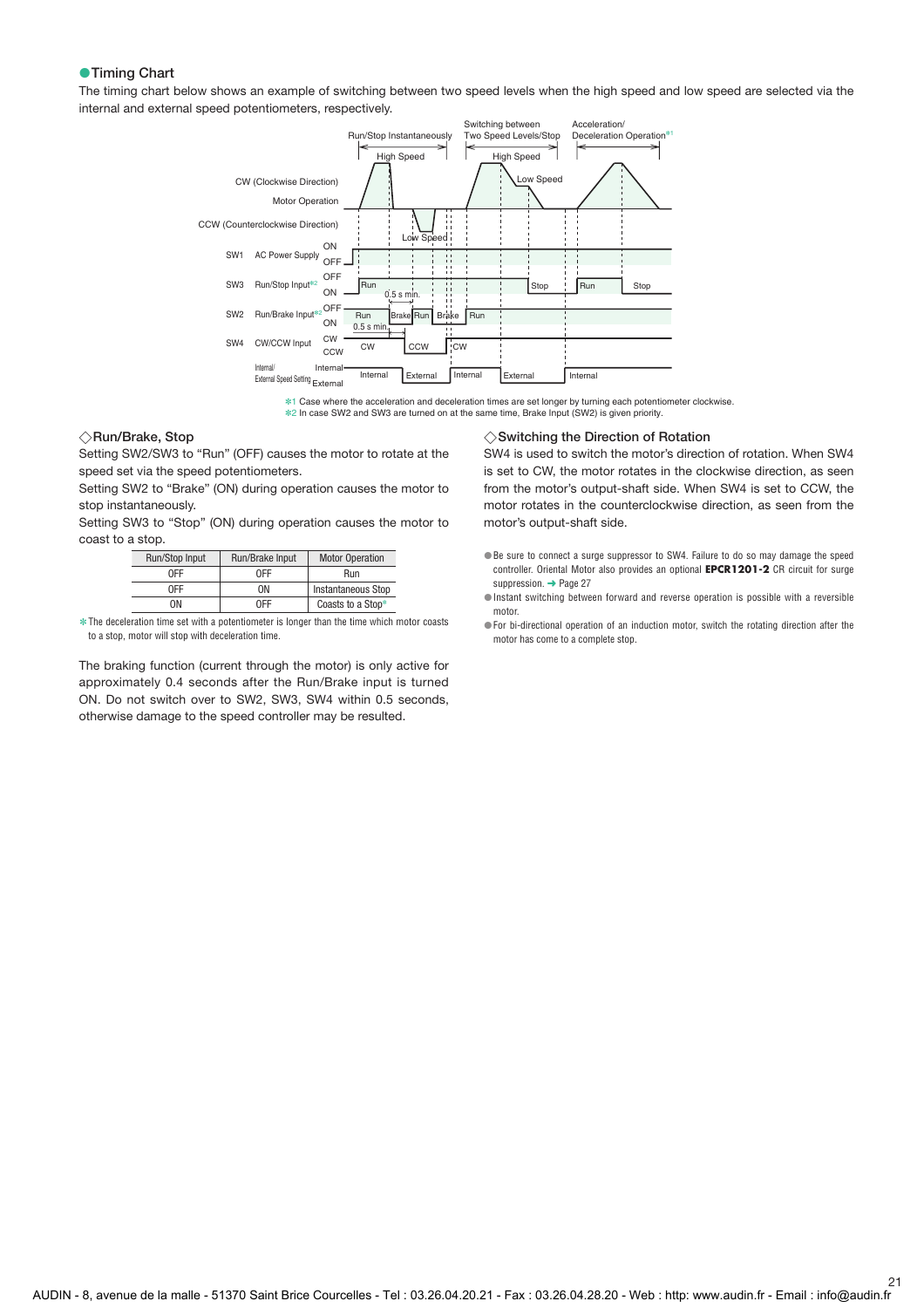## ●Timing Chart

The timing chart below shows an example of switching between two speed levels when the high speed and low speed are selected via the internal and external speed potentiometers, respectively.

Run/Stop Instantaneously | Switching between Two Speed Levels/Stop | Acceleration/ Deceleration Operation*1

High Speed | High Speed | Low Speed | Low Speed

CW (Clockwise Direction) / Motor Operation / CCW (Counterclockwise Direction)

SW1 AC Power Supply ON / OFF

SW3 Run/Stop Input*2 OFF / ON: Run, 0.5 s min., Stop, Run, Stop

SW2 Run/Brake Input*2 OFF / ON: Run, Brake, Run, Brake, Run, 0.5 s min.

SW4 CW/CCW Input CW / CCW: CW, CCW, CW

Internal/ External Speed Setting Internal / External: Internal, External, Internal, External, Internal

*1 Case where the acceleration and deceleration times are set longer by turning each potentiometer clockwise.
*2 In case SW2 and SW3 are turned on at the same time, Brake Input (SW2) is given priority.

### ◇Run/Brake, Stop

Setting SW2/SW3 to "Run" (OFF) causes the motor to rotate at the speed set via the speed potentiometers.

Setting SW2 to "Brake" (ON) during operation causes the motor to stop instantaneously.

Setting SW3 to "Stop" (ON) during operation causes the motor to coast to a stop.

| Run/Stop Input | Run/Brake Input | Motor Operation |
|---|---|---|
| OFF | OFF | Run |
| OFF | ON | Instantaneous Stop |
| ON | OFF | Coasts to a Stop* |

* The deceleration time set with a potentiometer is longer than the time which motor coasts to a stop, motor will stop with deceleration time.

The braking function (current through the motor) is only active for approximately 0.4 seconds after the Run/Brake input is turned ON. Do not switch over to SW2, SW3, SW4 within 0.5 seconds, otherwise damage to the speed controller may be resulted.

### ◇Switching the Direction of Rotation

SW4 is used to switch the motor's direction of rotation. When SW4 is set to CW, the motor rotates in the clockwise direction, as seen from the motor's output-shaft side. When SW4 is set to CCW, the motor rotates in the counterclockwise direction, as seen from the motor's output-shaft side.

- Be sure to connect a surge suppressor to SW4. Failure to do so may damage the speed controller. Oriental Motor also provides an optional **EPCR1201-2** CR circuit for surge suppression. ➜ Page 27
- Instant switching between forward and reverse operation is possible with a reversible motor.
- For bi-directional operation of an induction motor, switch the rotating direction after the motor has come to a complete stop.

AUDIN - 8, avenue de la malle - 51370 Saint Brice Courcelles - Tel : 03.26.04.20.21 - Fax : 03.26.04.28.20 - Web : http: www.audin.fr - Email : info@audin.fr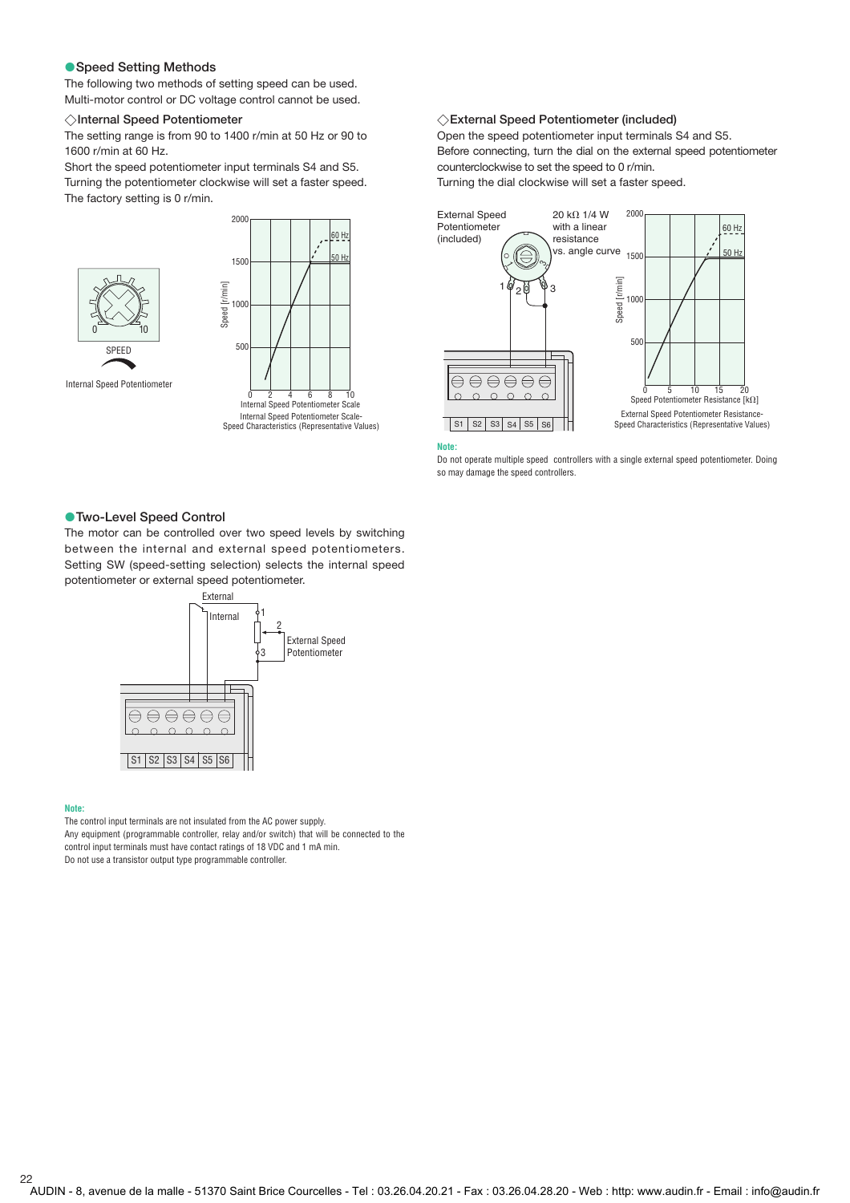## ●Speed Setting Methods

The following two methods of setting speed can be used.
Multi-motor control or DC voltage control cannot be used.

### ◇Internal Speed Potentiometer

The setting range is from 90 to 1400 r/min at 50 Hz or 90 to 1600 r/min at 60 Hz.
Short the speed potentiometer input terminals S4 and S5.
Turning the potentiometer clockwise will set a faster speed.
The factory setting is 0 r/min.

Internal Speed Potentiometer

Internal Speed Potentiometer Scale-Speed Characteristics (Representative Values)

### ◇External Speed Potentiometer (included)

Open the speed potentiometer input terminals S4 and S5.
Before connecting, turn the dial on the external speed potentiometer counterclockwise to set the speed to 0 r/min.
Turning the dial clockwise will set a faster speed.

External Speed Potentiometer (included)

20 kΩ 1/4 W with a linear resistance vs. angle curve

External Speed Potentiometer Resistance-Speed Characteristics (Representative Values)

**Note:**
Do not operate multiple speed controllers with a single external speed potentiometer. Doing so may damage the speed controllers.

## ●Two-Level Speed Control

The motor can be controlled over two speed levels by switching between the internal and external speed potentiometers. Setting SW (speed-setting selection) selects the internal speed potentiometer or external speed potentiometer.

**Note:**
The control input terminals are not insulated from the AC power supply.
Any equipment (programmable controller, relay and/or switch) that will be connected to the control input terminals must have contact ratings of 18 VDC and 1 mA min.
Do not use a transistor output type programmable controller.

AUDIN - 8, avenue de la malle - 51370 Saint Brice Courcelles - Tel : 03.26.04.20.21 - Fax : 03.26.04.28.20 - Web : http: www.audin.fr - Email : info@audin.fr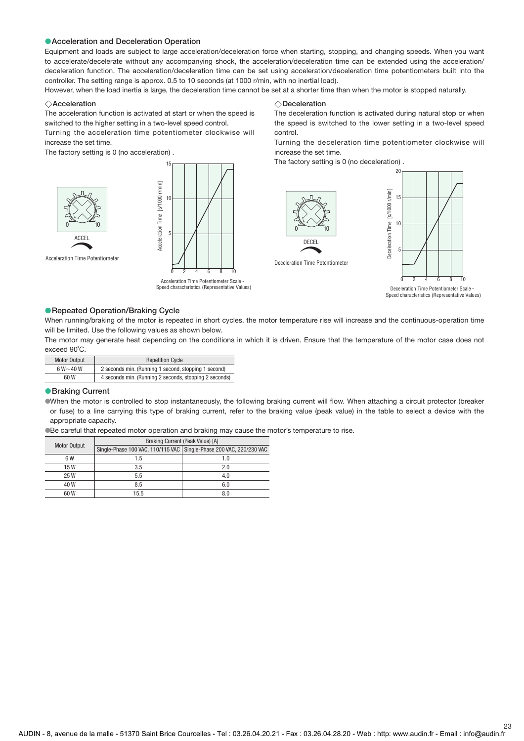## ● Acceleration and Deceleration Operation

Equipment and loads are subject to large acceleration/deceleration force when starting, stopping, and changing speeds. When you want to accelerate/decelerate without any accompanying shock, the acceleration/deceleration time can be extended using the acceleration/deceleration function. The acceleration/deceleration time can be set using acceleration/deceleration time potentiometers built into the controller. The setting range is approx. 0.5 to 10 seconds (at 1000 r/min, with no inertial load).

However, when the load inertia is large, the deceleration time cannot be set at a shorter time than when the motor is stopped naturally.

### ◇Acceleration

The acceleration function is activated at start or when the speed is switched to the higher setting in a two-level speed control.

Turning the acceleration time potentiometer clockwise will increase the set time.

The factory setting is 0 (no acceleration) .

ACCEL

Acceleration Time Potentiometer

Acceleration Time Potentiometer Scale - Speed characteristics (Representative Values)

### ◇Deceleration

The deceleration function is activated during natural stop or when the speed is switched to the lower setting in a two-level speed control.

Turning the deceleration time potentiometer clockwise will increase the set time.

The factory setting is 0 (no deceleration) .

DECEL

Deceleration Time Potentiometer

Deceleration Time Potentiometer Scale - Speed characteristics (Representative Values)

## ● Repeated Operation/Braking Cycle

When running/braking of the motor is repeated in short cycles, the motor temperature rise will increase and the continuous-operation time will be limited. Use the following values as shown below.

The motor may generate heat depending on the conditions in which it is driven. Ensure that the temperature of the motor case does not exceed 90˚C.

| Motor Output | Repetition Cycle |
|---|---|
| 6 W～40 W | 2 seconds min. (Running 1 second, stopping 1 second) |
| 60 W | 4 seconds min. (Running 2 seconds, stopping 2 seconds) |

## ● Braking Current

- When the motor is controlled to stop instantaneously, the following braking current will flow. When attaching a circuit protector (breaker or fuse) to a line carrying this type of braking current, refer to the braking value (peak value) in the table to select a device with the appropriate capacity.
- Be careful that repeated motor operation and braking may cause the motor's temperature to rise.

| Motor Output | Braking Current (Peak Value) [A] | |
|---|---|---|
| | Single-Phase 100 VAC, 110/115 VAC | Single-Phase 200 VAC, 220/230 VAC |
| 6 W | 1.5 | 1.0 |
| 15 W | 3.5 | 2.0 |
| 25 W | 5.5 | 4.0 |
| 40 W | 8.5 | 6.0 |
| 60 W | 15.5 | 8.0 |

AUDIN - 8, avenue de la malle - 51370 Saint Brice Courcelles - Tel : 03.26.04.20.21 - Fax : 03.26.04.28.20 - Web : http: www.audin.fr - Email : info@audin.fr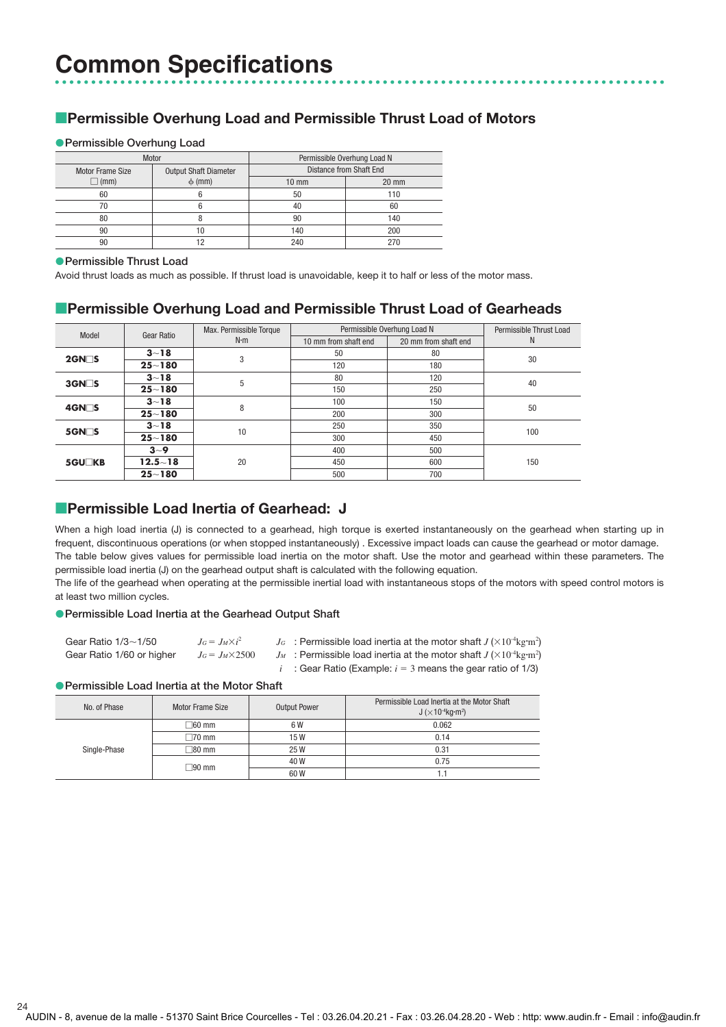# Common Specifications

## ■Permissible Overhung Load and Permissible Thrust Load of Motors

### ●Permissible Overhung Load

| Motor | | Permissible Overhung Load N | |
|---|---|---|---|
| Motor Frame Size □ (mm) | Output Shaft Diameter ϕ (mm) | Distance from Shaft End | |
| | | 10 mm | 20 mm |
| 60 | 6 | 50 | 110 |
| 70 | 6 | 40 | 60 |
| 80 | 8 | 90 | 140 |
| 90 | 10 | 140 | 200 |
| 90 | 12 | 240 | 270 |

### ●Permissible Thrust Load

Avoid thrust loads as much as possible. If thrust load is unavoidable, keep it to half or less of the motor mass.

## ■Permissible Overhung Load and Permissible Thrust Load of Gearheads

| Model | Gear Ratio | Max. Permissible Torque N·m | Permissible Overhung Load N | | Permissible Thrust Load N |
|---|---|---|---|---|---|
| | | | 10 mm from shaft end | 20 mm from shaft end | |
| **2GN□S** | **3~18** | 3 | 50 | 80 | 30 |
| | **25~180** | | 120 | 180 | |
| **3GN□S** | **3~18** | 5 | 80 | 120 | 40 |
| | **25~180** | | 150 | 250 | |
| **4GN□S** | **3~18** | 8 | 100 | 150 | 50 |
| | **25~180** | | 200 | 300 | |
| **5GN□S** | **3~18** | 10 | 250 | 350 | 100 |
| | **25~180** | | 300 | 450 | |
| **5GU□KB** | **3~9** | 20 | 400 | 500 | 150 |
| | **12.5~18** | | 450 | 600 | |
| | **25~180** | | 500 | 700 | |

## ■Permissible Load Inertia of Gearhead: J

When a high load inertia (J) is connected to a gearhead, high torque is exerted instantaneously on the gearhead when starting up in frequent, discontinuous operations (or when stopped instantaneously) . Excessive impact loads can cause the gearhead or motor damage.
The table below gives values for permissible load inertia on the motor shaft. Use the motor and gearhead within these parameters. The permissible load inertia (J) on the gearhead output shaft is calculated with the following equation.
The life of the gearhead when operating at the permissible inertial load with instantaneous stops of the motors with speed control motors is at least two million cycles.

### ●Permissible Load Inertia at the Gearhead Output Shaft

Gear Ratio 1/3~1/50 $J_G = J_M \times i^2$

Gear Ratio 1/60 or higher $J_G = J_M \times 2500$

$J_G$ : Permissible load inertia at the motor shaft $J$ ($\times 10^{-4}$kg·m$^2$)

$J_M$ : Permissible load inertia at the motor shaft $J$ ($\times 10^{-4}$kg·m$^2$)

$i$ : Gear Ratio (Example: $i = 3$ means the gear ratio of 1/3)

### ●Permissible Load Inertia at the Motor Shaft

| No. of Phase | Motor Frame Size | Output Power | Permissible Load Inertia at the Motor Shaft J ($\times 10^{-4}$kg·m$^2$) |
|---|---|---|---|
| Single-Phase | □60 mm | 6 W | 0.062 |
| | □70 mm | 15 W | 0.14 |
| | □80 mm | 25 W | 0.31 |
| | □90 mm | 40 W | 0.75 |
| | | 60 W | 1.1 |

AUDIN - 8, avenue de la malle - 51370 Saint Brice Courcelles - Tel : 03.26.04.20.21 - Fax : 03.26.04.28.20 - Web : http: www.audin.fr - Email : info@audin.fr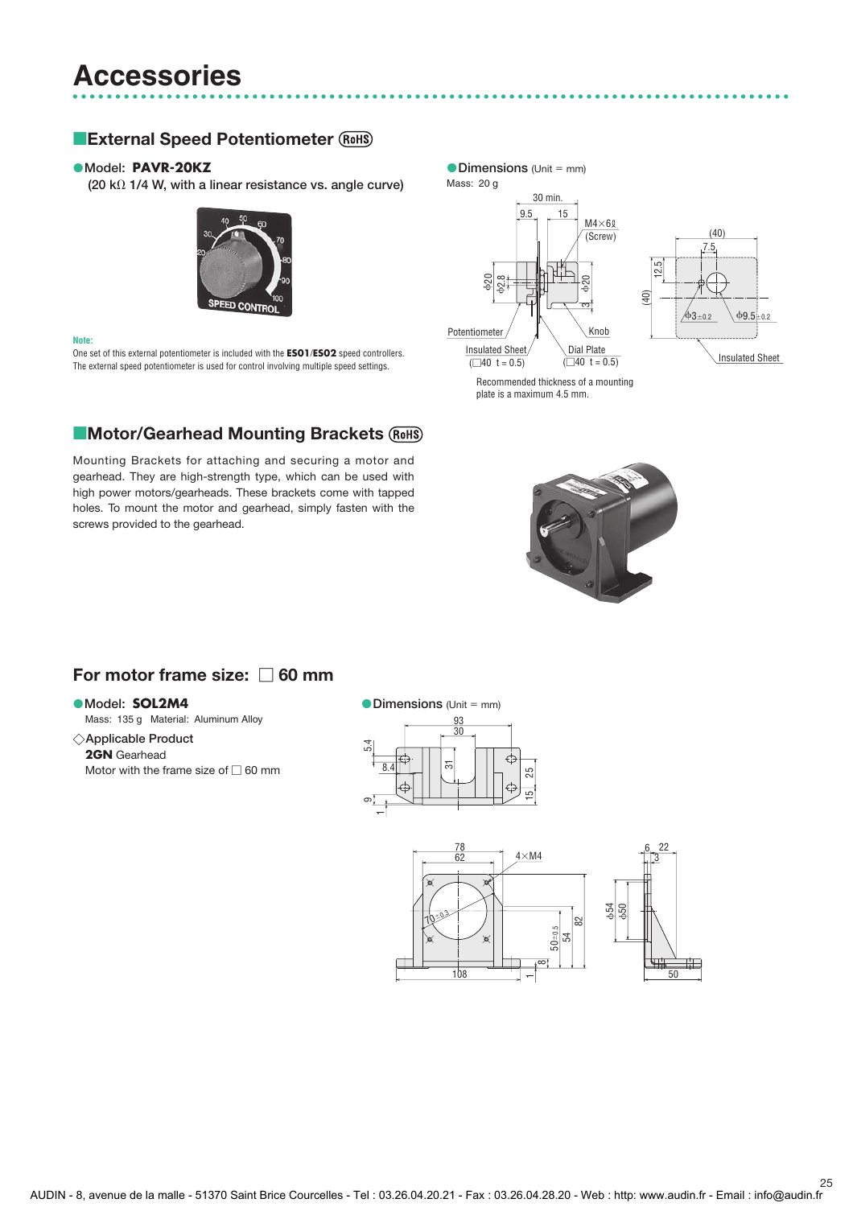# Accessories

## External Speed Potentiometer (RoHS)

● Model: **PAVR-20KZ**
(20 kΩ 1/4 W, with a linear resistance vs. angle curve)

**Note:**
One set of this external potentiometer is included with the **ES01**/**ES02** speed controllers.
The external speed potentiometer is used for control involving multiple speed settings.

● Dimensions (Unit = mm)
Mass: 20 g

Recommended thickness of a mounting plate is a maximum 4.5 mm.

## Motor/Gearhead Mounting Brackets (RoHS)

Mounting Brackets for attaching and securing a motor and gearhead. They are high-strength type, which can be used with high power motors/gearheads. These brackets come with tapped holes. To mount the motor and gearhead, simply fasten with the screws provided to the gearhead.

### For motor frame size: □ 60 mm

● Model: **SOL2M4**
Mass: 135 g Material: Aluminum Alloy

◇ Applicable Product
**2GN** Gearhead
Motor with the frame size of □ 60 mm

● Dimensions (Unit = mm)

AUDIN - 8, avenue de la malle - 51370 Saint Brice Courcelles - Tel : 03.26.04.20.21 - Fax : 03.26.04.28.20 - Web : http: www.audin.fr - Email : info@audin.fr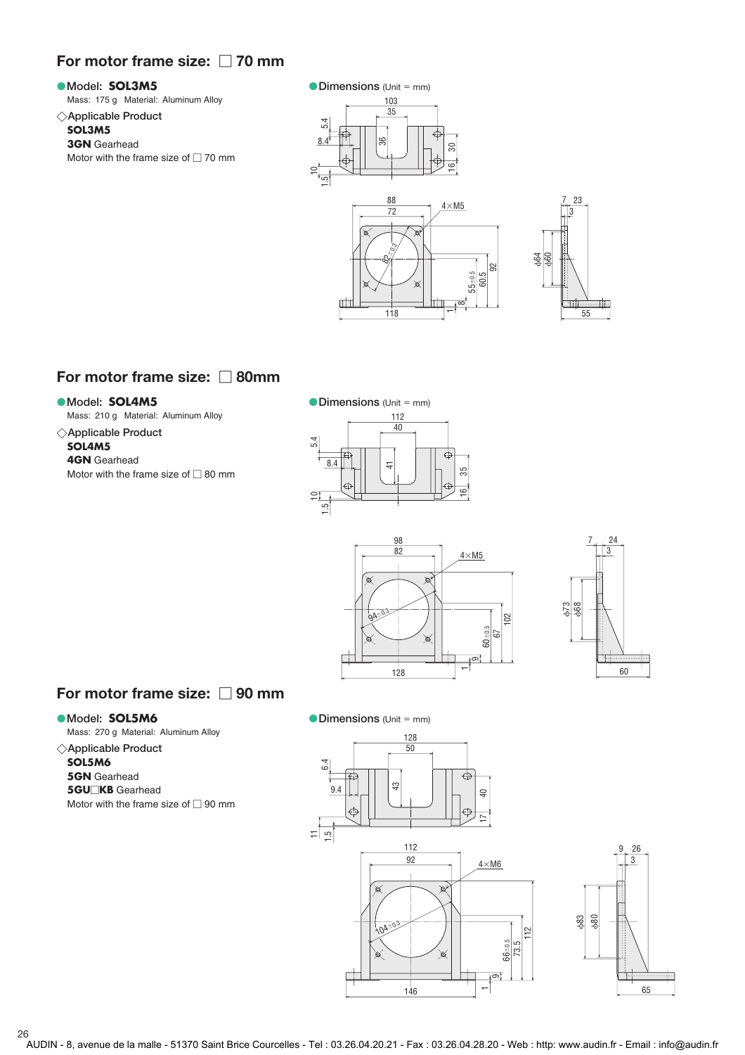## For motor frame size: □ 70 mm

● Model: **SOL3M5**

Mass: 175 g Material: Aluminum Alloy

◇ Applicable Product

**SOL3M5**

**3GN** Gearhead

Motor with the frame size of □ 70 mm

● Dimensions (Unit = mm)

## For motor frame size: □ 80mm

● Model: **SOL4M5**

Mass: 210 g Material: Aluminum Alloy

◇ Applicable Product

**SOL4M5**

**4GN** Gearhead

Motor with the frame size of □ 80 mm

● Dimensions (Unit = mm)

## For motor frame size: □ 90 mm

● Model: **SOL5M6**

Mass: 270 g Material: Aluminum Alloy

◇ Applicable Product

**SOL5M6**

**5GN** Gearhead

**5GU□KB** Gearhead

Motor with the frame size of □ 90 mm

● Dimensions (Unit = mm)

AUDIN - 8, avenue de la malle - 51370 Saint Brice Courcelles - Tel : 03.26.04.20.21 - Fax : 03.26.04.28.20 - Web : http: www.audin.fr - Email : info@audin.fr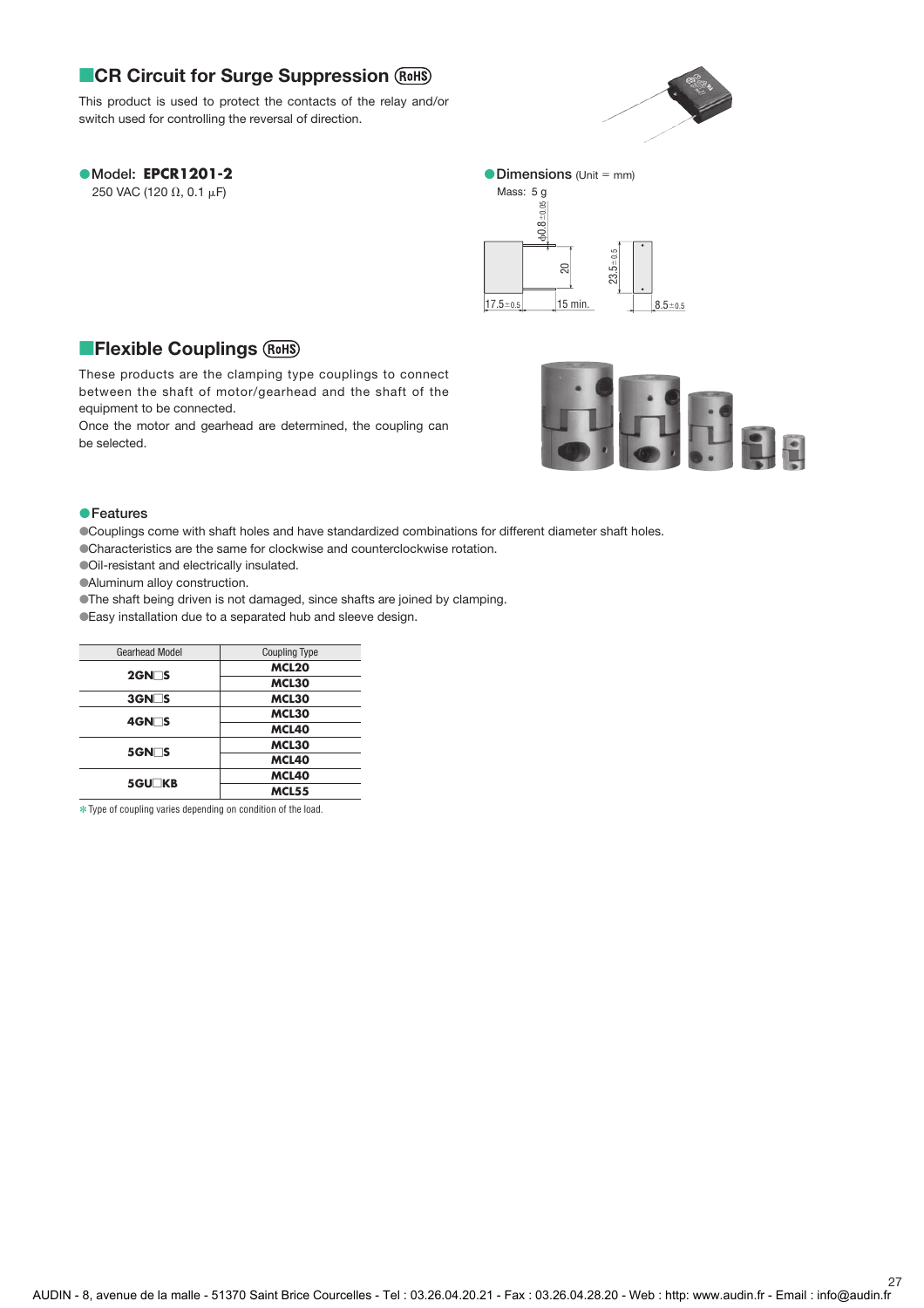## ■CR Circuit for Surge Suppression (RoHS)

This product is used to protect the contacts of the relay and/or switch used for controlling the reversal of direction.

●Model: **EPCR1201-2**
250 VAC (120 Ω, 0.1 μF)

●Dimensions (Unit = mm)
Mass: 5 g

φ0.8±0.05
20
23.5±0.5
17.5±0.5
15 min.
8.5±0.5

## ■Flexible Couplings (RoHS)

These products are the clamping type couplings to connect between the shaft of motor/gearhead and the shaft of the equipment to be connected.
Once the motor and gearhead are determined, the coupling can be selected.

●Features

●Couplings come with shaft holes and have standardized combinations for different diameter shaft holes.
●Characteristics are the same for clockwise and counterclockwise rotation.
●Oil-resistant and electrically insulated.
●Aluminum alloy construction.
●The shaft being driven is not damaged, since shafts are joined by clamping.
●Easy installation due to a separated hub and sleeve design.

| Gearhead Model | Coupling Type |
|---|---|
| **2GN□S** | **MCL20** |
| | **MCL30** |
| **3GN□S** | **MCL30** |
| **4GN□S** | **MCL30** |
| | **MCL40** |
| **5GN□S** | **MCL30** |
| | **MCL40** |
| **5GU□KB** | **MCL40** |
| | **MCL55** |

✻Type of coupling varies depending on condition of the load.

AUDIN - 8, avenue de la malle - 51370 Saint Brice Courcelles - Tel : 03.26.04.20.21 - Fax : 03.26.04.28.20 - Web : http: www.audin.fr - Email : info@audin.fr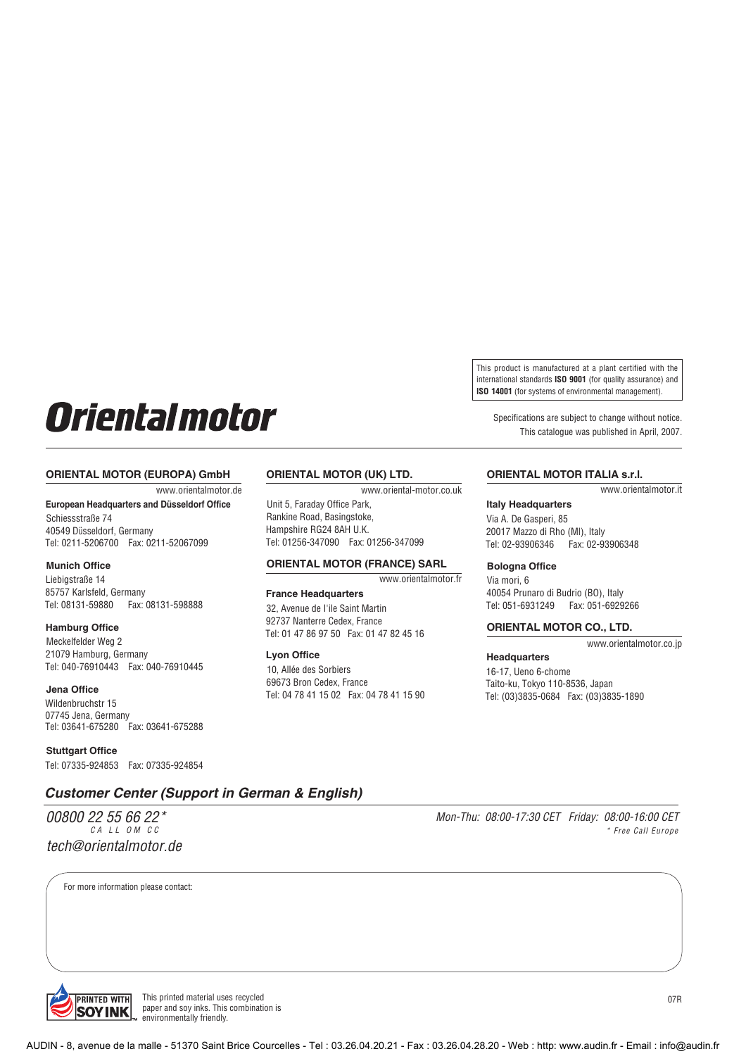This product is manufactured at a plant certified with the international standards **ISO 9001** (for quality assurance) and **ISO 14001** (for systems of environmental management).

# Orientalmotor

Specifications are subject to change without notice.
This catalogue was published in April, 2007.

## ORIENTAL MOTOR (EUROPA) GmbH

www.orientalmotor.de

**European Headquarters and Düsseldorf Office**
Schiessstraße 74
40549 Düsseldorf, Germany
Tel: 0211-5206700 Fax: 0211-52067099

**Munich Office**
Liebigstraße 14
85757 Karlsfeld, Germany
Tel: 08131-59880 Fax: 08131-598888

**Hamburg Office**
Meckelfelder Weg 2
21079 Hamburg, Germany
Tel: 040-76910443 Fax: 040-76910445

**Jena Office**
Wildenbruchstr 15
07745 Jena, Germany
Tel: 03641-675280 Fax: 03641-675288

**Stuttgart Office**
Tel: 07335-924853 Fax: 07335-924854

## ORIENTAL MOTOR (UK) LTD.

www.oriental-motor.co.uk

Unit 5, Faraday Office Park,
Rankine Road, Basingstoke,
Hampshire RG24 8AH U.K.
Tel: 01256-347090 Fax: 01256-347099

## ORIENTAL MOTOR (FRANCE) SARL

www.orientalmotor.fr

**France Headquarters**
32, Avenue de l'île Saint Martin
92737 Nanterre Cedex, France
Tel: 01 47 86 97 50 Fax: 01 47 82 45 16

**Lyon Office**
10, Allée des Sorbiers
69673 Bron Cedex, France
Tel: 04 78 41 15 02 Fax: 04 78 41 15 90

## ORIENTAL MOTOR ITALIA s.r.l.

www.orientalmotor.it

**Italy Headquarters**
Via A. De Gasperi, 85
20017 Mazzo di Rho (MI), Italy
Tel: 02-93906346 Fax: 02-93906348

**Bologna Office**
Via mori, 6
40054 Prunaro di Budrio (BO), Italy
Tel: 051-6931249 Fax: 051-6929266

## ORIENTAL MOTOR CO., LTD.

www.orientalmotor.co.jp

**Headquarters**
16-17, Ueno 6-chome
Taito-ku, Tokyo 110-8536, Japan
Tel: (03)3835-0684 Fax: (03)3835-1890

## *Customer Center (Support in German & English)*

*00800 22 55 66 22**
*CA LL OM CC*
*tech@orientalmotor.de*

*Mon-Thu: 08:00-17:30 CET Friday: 08:00-16:00 CET*
** Free Call Europe*

For more information please contact:

PRINTED WITH SOY INK™ This printed material uses recycled paper and soy inks. This combination is environmentally friendly.

07R

AUDIN - 8, avenue de la malle - 51370 Saint Brice Courcelles - Tel : 03.26.04.20.21 - Fax : 03.26.04.28.20 - Web : http: www.audin.fr - Email : info@audin.fr